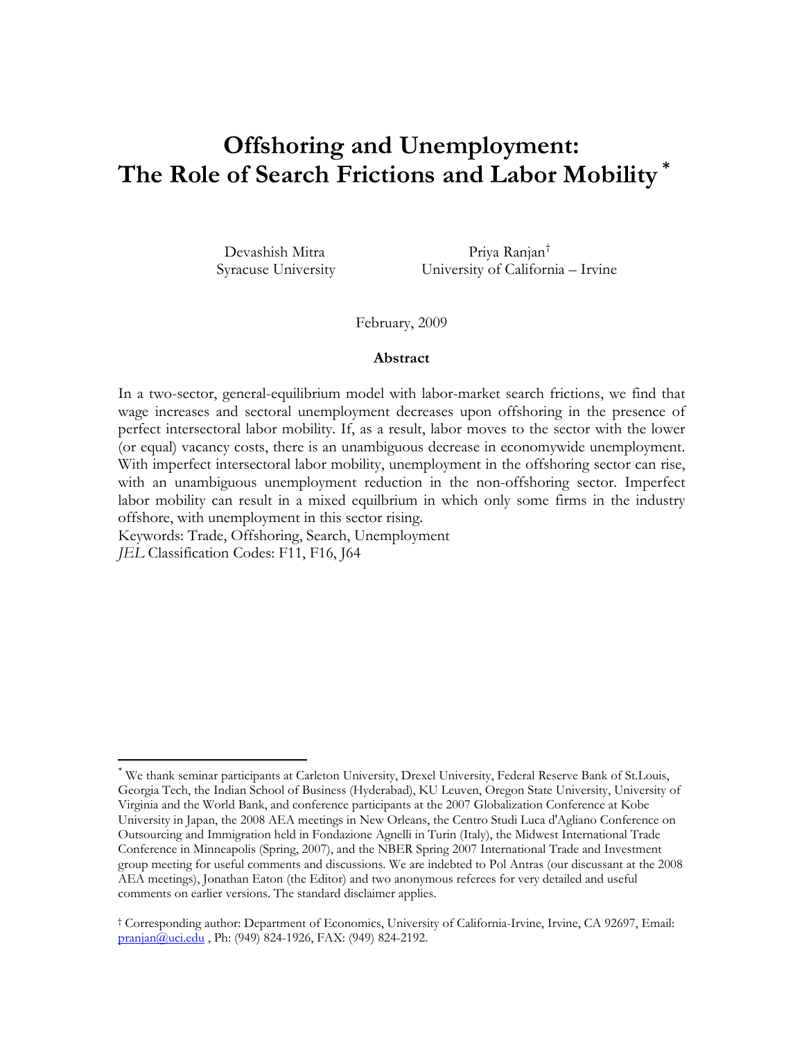# Offshoring and Unemployment: The Role of Search Frictions and Labor Mobility [*]

Devashish Mitra
Syracuse University

Priya Ranjan[†]
University of California – Irvine

February, 2009

## Abstract

In a two-sector, general-equilibrium model with labor-market search frictions, we find that wage increases and sectoral unemployment decreases upon offshoring in the presence of perfect intersectoral labor mobility. If, as a result, labor moves to the sector with the lower (or equal) vacancy costs, there is an unambiguous decrease in economywide unemployment. With imperfect intersectoral labor mobility, unemployment in the offshoring sector can rise, with an unambiguous unemployment reduction in the non-offshoring sector. Imperfect labor mobility can result in a mixed equilbrium in which only some firms in the industry offshore, with unemployment in this sector rising.

Keywords: Trade, Offshoring, Search, Unemployment

*JEL* Classification Codes: F11, F16, J64

---

[*] We thank seminar participants at Carleton University, Drexel University, Federal Reserve Bank of St.Louis, Georgia Tech, the Indian School of Business (Hyderabad), KU Leuven, Oregon State University, University of Virginia and the World Bank, and conference participants at the 2007 Globalization Conference at Kobe University in Japan, the 2008 AEA meetings in New Orleans, the Centro Studi Luca d'Agliano Conference on Outsourcing and Immigration held in Fondazione Agnelli in Turin (Italy), the Midwest International Trade Conference in Minneapolis (Spring, 2007), and the NBER Spring 2007 International Trade and Investment group meeting for useful comments and discussions. We are indebted to Pol Antras (our discussant at the 2008 AEA meetings), Jonathan Eaton (the Editor) and two anonymous referees for very detailed and useful comments on earlier versions. The standard disclaimer applies.

[†] Corresponding author: Department of Economics, University of California-Irvine, Irvine, CA 92697, Email: pranjan@uci.edu , Ph: (949) 824-1926, FAX: (949) 824-2192.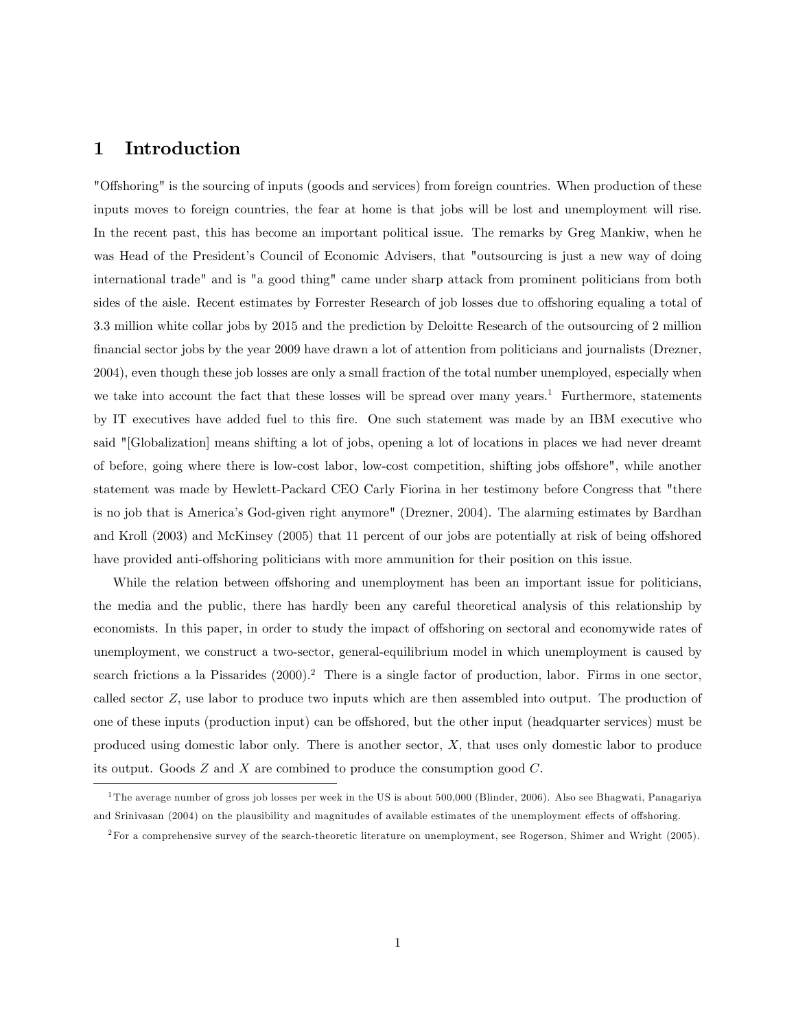# 1 Introduction

"Offshoring" is the sourcing of inputs (goods and services) from foreign countries. When production of these inputs moves to foreign countries, the fear at home is that jobs will be lost and unemployment will rise. In the recent past, this has become an important political issue. The remarks by Greg Mankiw, when he was Head of the President's Council of Economic Advisers, that "outsourcing is just a new way of doing international trade" and is "a good thing" came under sharp attack from prominent politicians from both sides of the aisle. Recent estimates by Forrester Research of job losses due to offshoring equaling a total of 3.3 million white collar jobs by 2015 and the prediction by Deloitte Research of the outsourcing of 2 million financial sector jobs by the year 2009 have drawn a lot of attention from politicians and journalists (Drezner, 2004), even though these job losses are only a small fraction of the total number unemployed, especially when we take into account the fact that these losses will be spread over many years.[1] Furthermore, statements by IT executives have added fuel to this fire. One such statement was made by an IBM executive who said "[Globalization] means shifting a lot of jobs, opening a lot of locations in places we had never dreamt of before, going where there is low-cost labor, low-cost competition, shifting jobs offshore", while another statement was made by Hewlett-Packard CEO Carly Fiorina in her testimony before Congress that "there is no job that is America's God-given right anymore" (Drezner, 2004). The alarming estimates by Bardhan and Kroll (2003) and McKinsey (2005) that 11 percent of our jobs are potentially at risk of being offshored have provided anti-offshoring politicians with more ammunition for their position on this issue.

While the relation between offshoring and unemployment has been an important issue for politicians, the media and the public, there has hardly been any careful theoretical analysis of this relationship by economists. In this paper, in order to study the impact of offshoring on sectoral and economywide rates of unemployment, we construct a two-sector, general-equilibrium model in which unemployment is caused by search frictions a la Pissarides (2000).[2] There is a single factor of production, labor. Firms in one sector, called sector $Z$, use labor to produce two inputs which are then assembled into output. The production of one of these inputs (production input) can be offshored, but the other input (headquarter services) must be produced using domestic labor only. There is another sector, $X$, that uses only domestic labor to produce its output. Goods $Z$ and $X$ are combined to produce the consumption good $C$.

[1] The average number of gross job losses per week in the US is about 500,000 (Blinder, 2006). Also see Bhagwati, Panagariya and Srinivasan (2004) on the plausibility and magnitudes of available estimates of the unemployment effects of offshoring.

[2] For a comprehensive survey of the search-theoretic literature on unemployment, see Rogerson, Shimer and Wright (2005).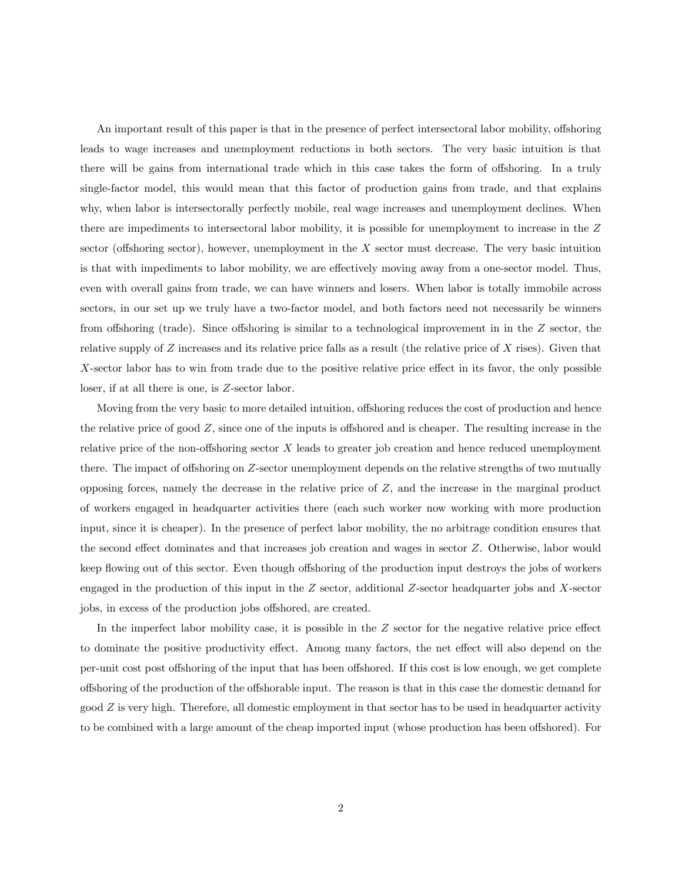An important result of this paper is that in the presence of perfect intersectoral labor mobility, offshoring leads to wage increases and unemployment reductions in both sectors. The very basic intuition is that there will be gains from international trade which in this case takes the form of offshoring. In a truly single-factor model, this would mean that this factor of production gains from trade, and that explains why, when labor is intersectorally perfectly mobile, real wage increases and unemployment declines. When there are impediments to intersectoral labor mobility, it is possible for unemployment to increase in the $Z$ sector (offshoring sector), however, unemployment in the $X$ sector must decrease. The very basic intuition is that with impediments to labor mobility, we are effectively moving away from a one-sector model. Thus, even with overall gains from trade, we can have winners and losers. When labor is totally immobile across sectors, in our set up we truly have a two-factor model, and both factors need not necessarily be winners from offshoring (trade). Since offshoring is similar to a technological improvement in in the $Z$ sector, the relative supply of $Z$ increases and its relative price falls as a result (the relative price of $X$ rises). Given that $X$-sector labor has to win from trade due to the positive relative price effect in its favor, the only possible loser, if at all there is one, is $Z$-sector labor.

Moving from the very basic to more detailed intuition, offshoring reduces the cost of production and hence the relative price of good $Z$, since one of the inputs is offshored and is cheaper. The resulting increase in the relative price of the non-offshoring sector $X$ leads to greater job creation and hence reduced unemployment there. The impact of offshoring on $Z$-sector unemployment depends on the relative strengths of two mutually opposing forces, namely the decrease in the relative price of $Z$, and the increase in the marginal product of workers engaged in headquarter activities there (each such worker now working with more production input, since it is cheaper). In the presence of perfect labor mobility, the no arbitrage condition ensures that the second effect dominates and that increases job creation and wages in sector $Z$. Otherwise, labor would keep flowing out of this sector. Even though offshoring of the production input destroys the jobs of workers engaged in the production of this input in the $Z$ sector, additional $Z$-sector headquarter jobs and $X$-sector jobs, in excess of the production jobs offshored, are created.

In the imperfect labor mobility case, it is possible in the $Z$ sector for the negative relative price effect to dominate the positive productivity effect. Among many factors, the net effect will also depend on the per-unit cost post offshoring of the input that has been offshored. If this cost is low enough, we get complete offshoring of the production of the offshorable input. The reason is that in this case the domestic demand for good $Z$ is very high. Therefore, all domestic employment in that sector has to be used in headquarter activity to be combined with a large amount of the cheap imported input (whose production has been offshored). For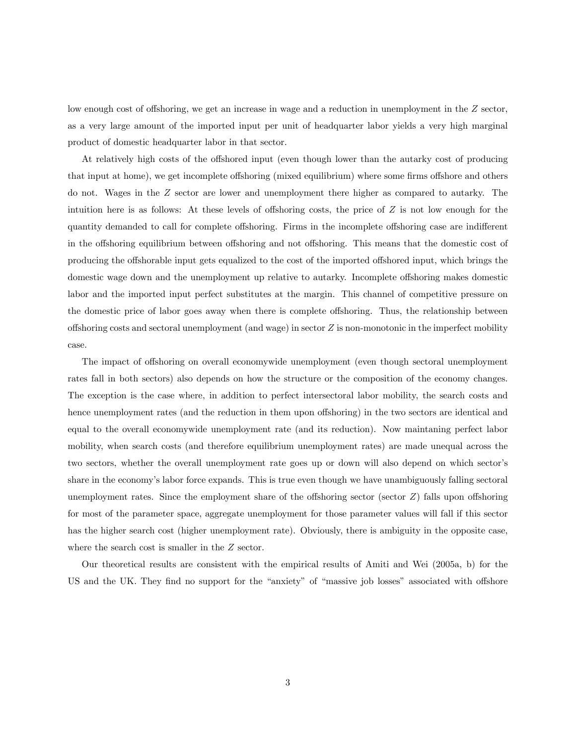low enough cost of offshoring, we get an increase in wage and a reduction in unemployment in the $Z$ sector, as a very large amount of the imported input per unit of headquarter labor yields a very high marginal product of domestic headquarter labor in that sector.

At relatively high costs of the offshored input (even though lower than the autarky cost of producing that input at home), we get incomplete offshoring (mixed equilibrium) where some firms offshore and others do not. Wages in the $Z$ sector are lower and unemployment there higher as compared to autarky. The intuition here is as follows: At these levels of offshoring costs, the price of $Z$ is not low enough for the quantity demanded to call for complete offshoring. Firms in the incomplete offshoring case are indifferent in the offshoring equilibrium between offshoring and not offshoring. This means that the domestic cost of producing the offshorable input gets equalized to the cost of the imported offshored input, which brings the domestic wage down and the unemployment up relative to autarky. Incomplete offshoring makes domestic labor and the imported input perfect substitutes at the margin. This channel of competitive pressure on the domestic price of labor goes away when there is complete offshoring. Thus, the relationship between offshoring costs and sectoral unemployment (and wage) in sector $Z$ is non-monotonic in the imperfect mobility case.

The impact of offshoring on overall economywide unemployment (even though sectoral unemployment rates fall in both sectors) also depends on how the structure or the composition of the economy changes. The exception is the case where, in addition to perfect intersectoral labor mobility, the search costs and hence unemployment rates (and the reduction in them upon offshoring) in the two sectors are identical and equal to the overall economywide unemployment rate (and its reduction). Now maintaning perfect labor mobility, when search costs (and therefore equilibrium unemployment rates) are made unequal across the two sectors, whether the overall unemployment rate goes up or down will also depend on which sector's share in the economy's labor force expands. This is true even though we have unambiguously falling sectoral unemployment rates. Since the employment share of the offshoring sector (sector $Z$) falls upon offshoring for most of the parameter space, aggregate unemployment for those parameter values will fall if this sector has the higher search cost (higher unemployment rate). Obviously, there is ambiguity in the opposite case, where the search cost is smaller in the $Z$ sector.

Our theoretical results are consistent with the empirical results of Amiti and Wei (2005a, b) for the US and the UK. They find no support for the "anxiety" of "massive job losses" associated with offshore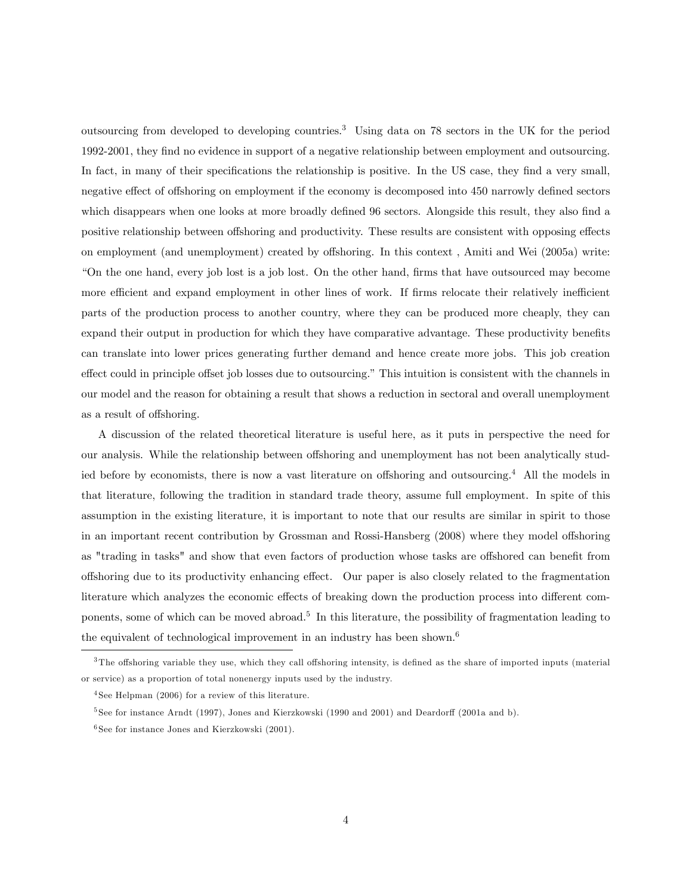outsourcing from developed to developing countries.[3] Using data on 78 sectors in the UK for the period 1992-2001, they find no evidence in support of a negative relationship between employment and outsourcing. In fact, in many of their specifications the relationship is positive. In the US case, they find a very small, negative effect of offshoring on employment if the economy is decomposed into 450 narrowly defined sectors which disappears when one looks at more broadly defined 96 sectors. Alongside this result, they also find a positive relationship between offshoring and productivity. These results are consistent with opposing effects on employment (and unemployment) created by offshoring. In this context , Amiti and Wei (2005a) write: "On the one hand, every job lost is a job lost. On the other hand, firms that have outsourced may become more efficient and expand employment in other lines of work. If firms relocate their relatively inefficient parts of the production process to another country, where they can be produced more cheaply, they can expand their output in production for which they have comparative advantage. These productivity benefits can translate into lower prices generating further demand and hence create more jobs. This job creation effect could in principle offset job losses due to outsourcing." This intuition is consistent with the channels in our model and the reason for obtaining a result that shows a reduction in sectoral and overall unemployment as a result of offshoring.

A discussion of the related theoretical literature is useful here, as it puts in perspective the need for our analysis. While the relationship between offshoring and unemployment has not been analytically studied before by economists, there is now a vast literature on offshoring and outsourcing.[4] All the models in that literature, following the tradition in standard trade theory, assume full employment. In spite of this assumption in the existing literature, it is important to note that our results are similar in spirit to those in an important recent contribution by Grossman and Rossi-Hansberg (2008) where they model offshoring as "trading in tasks" and show that even factors of production whose tasks are offshored can benefit from offshoring due to its productivity enhancing effect. Our paper is also closely related to the fragmentation literature which analyzes the economic effects of breaking down the production process into different components, some of which can be moved abroad.[5] In this literature, the possibility of fragmentation leading to the equivalent of technological improvement in an industry has been shown.[6]

[3] The offshoring variable they use, which they call offshoring intensity, is defined as the share of imported inputs (material or service) as a proportion of total nonenergy inputs used by the industry.

[4] See Helpman (2006) for a review of this literature.

[5] See for instance Arndt (1997), Jones and Kierzkowski (1990 and 2001) and Deardorff (2001a and b).

[6] See for instance Jones and Kierzkowski (2001).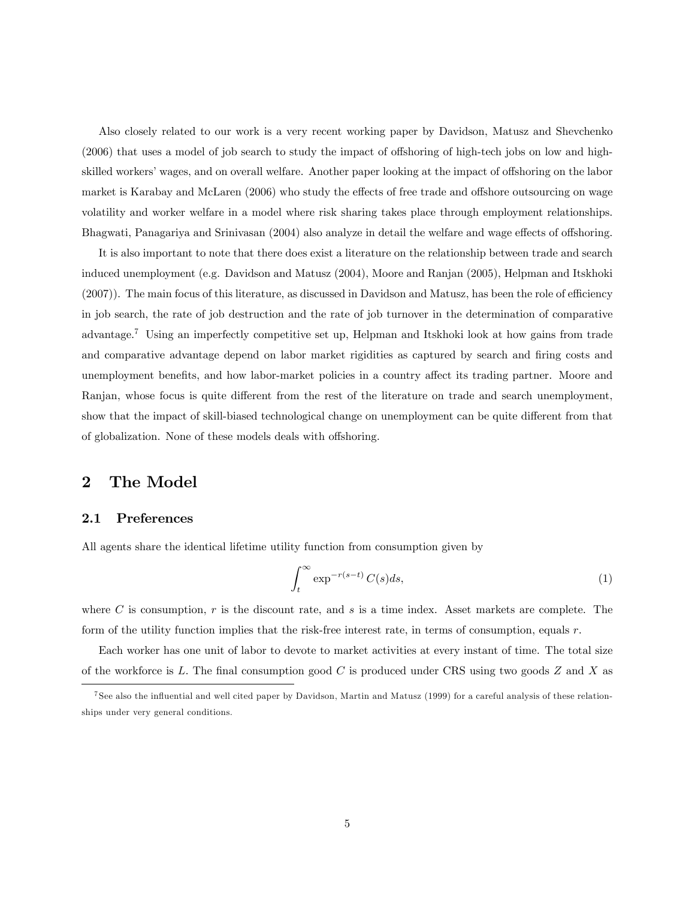Also closely related to our work is a very recent working paper by Davidson, Matusz and Shevchenko (2006) that uses a model of job search to study the impact of offshoring of high-tech jobs on low and high-skilled workers' wages, and on overall welfare. Another paper looking at the impact of offshoring on the labor market is Karabay and McLaren (2006) who study the effects of free trade and offshore outsourcing on wage volatility and worker welfare in a model where risk sharing takes place through employment relationships. Bhagwati, Panagariya and Srinivasan (2004) also analyze in detail the welfare and wage effects of offshoring.

It is also important to note that there does exist a literature on the relationship between trade and search induced unemployment (e.g. Davidson and Matusz (2004), Moore and Ranjan (2005), Helpman and Itskhoki (2007)). The main focus of this literature, as discussed in Davidson and Matusz, has been the role of efficiency in job search, the rate of job destruction and the rate of job turnover in the determination of comparative advantage.[7] Using an imperfectly competitive set up, Helpman and Itskhoki look at how gains from trade and comparative advantage depend on labor market rigidities as captured by search and firing costs and unemployment benefits, and how labor-market policies in a country affect its trading partner. Moore and Ranjan, whose focus is quite different from the rest of the literature on trade and search unemployment, show that the impact of skill-biased technological change on unemployment can be quite different from that of globalization. None of these models deals with offshoring.

## 2 The Model

### 2.1 Preferences

All agents share the identical lifetime utility function from consumption given by

$$\int_{t}^{\infty} \exp^{-r(s-t)} C(s) ds, \tag{1}$$

where $C$ is consumption, $r$ is the discount rate, and $s$ is a time index. Asset markets are complete. The form of the utility function implies that the risk-free interest rate, in terms of consumption, equals $r$.

Each worker has one unit of labor to devote to market activities at every instant of time. The total size of the workforce is $L$. The final consumption good $C$ is produced under CRS using two goods $Z$ and $X$ as

[7] See also the influential and well cited paper by Davidson, Martin and Matusz (1999) for a careful analysis of these relationships under very general conditions.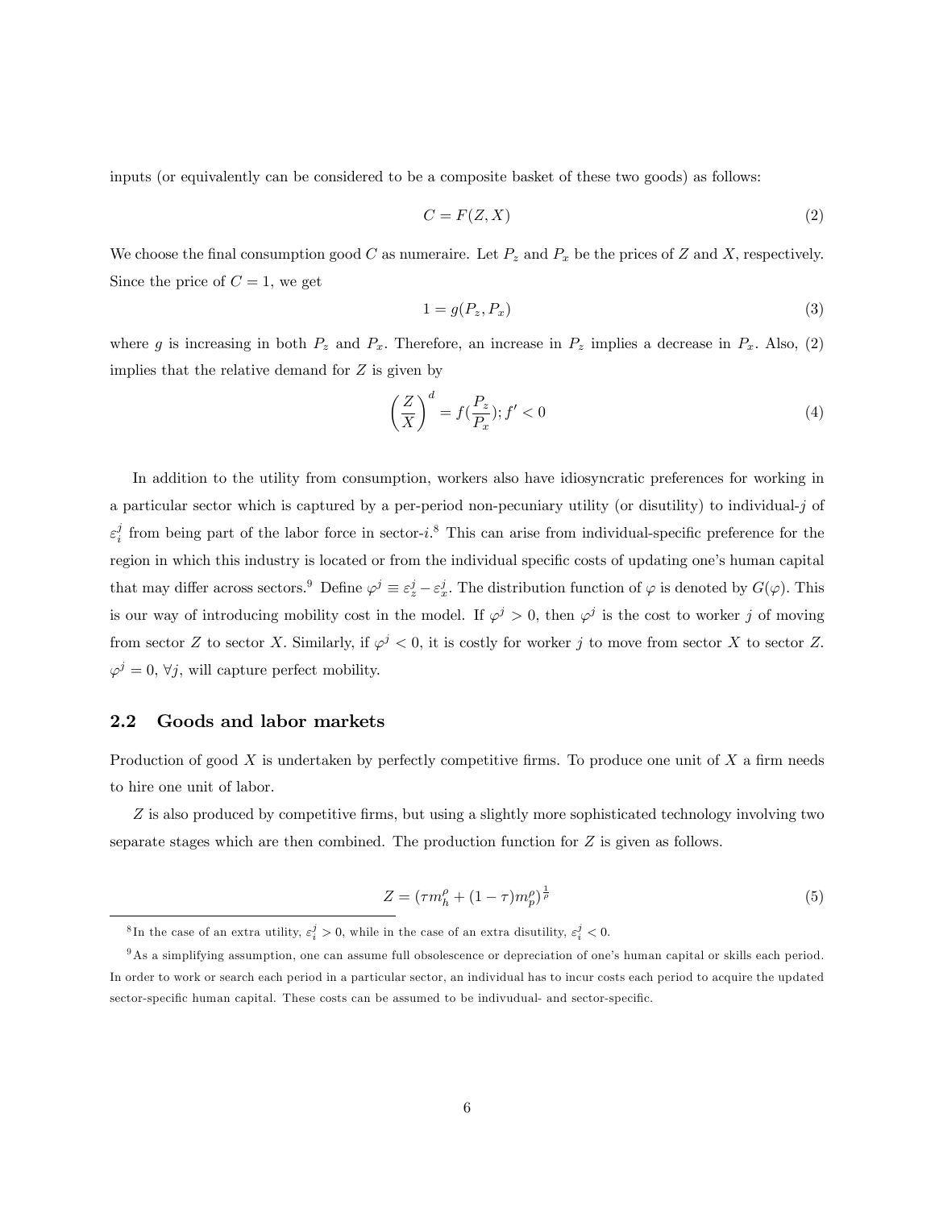inputs (or equivalently can be considered to be a composite basket of these two goods) as follows:

$$C = F(Z, X) \tag{2}$$

We choose the final consumption good $C$ as numeraire. Let $P_z$ and $P_x$ be the prices of $Z$ and $X$, respectively. Since the price of $C = 1$, we get

$$1 = g(P_z, P_x) \tag{3}$$

where $g$ is increasing in both $P_z$ and $P_x$. Therefore, an increase in $P_z$ implies a decrease in $P_x$. Also, (2) implies that the relative demand for $Z$ is given by

$$\left(\frac{Z}{X}\right)^d = f(\frac{P_z}{P_x}); f' < 0 \tag{4}$$

In addition to the utility from consumption, workers also have idiosyncratic preferences for working in a particular sector which is captured by a per-period non-pecuniary utility (or disutility) to individual-$j$ of $\varepsilon_i^j$ from being part of the labor force in sector-$i$.[8] This can arise from individual-specific preference for the region in which this industry is located or from the individual specific costs of updating one's human capital that may differ across sectors.[9] Define $\varphi^j \equiv \varepsilon_z^j - \varepsilon_x^j$. The distribution function of $\varphi$ is denoted by $G(\varphi)$. This is our way of introducing mobility cost in the model. If $\varphi^j > 0$, then $\varphi^j$ is the cost to worker $j$ of moving from sector $Z$ to sector $X$. Similarly, if $\varphi^j < 0$, it is costly for worker $j$ to move from sector $X$ to sector $Z$. $\varphi^j = 0$, $\forall j$, will capture perfect mobility.

## 2.2 Goods and labor markets

Production of good $X$ is undertaken by perfectly competitive firms. To produce one unit of $X$ a firm needs to hire one unit of labor.

$Z$ is also produced by competitive firms, but using a slightly more sophisticated technology involving two separate stages which are then combined. The production function for $Z$ is given as follows.

$$Z = (\tau m_h^\rho + (1-\tau) m_p^\rho)^{\frac{1}{\rho}} \tag{5}$$

[8] In the case of an extra utility, $\varepsilon_i^j > 0$, while in the case of an extra disutility, $\varepsilon_i^j < 0$.

[9] As a simplifying assumption, one can assume full obsolescence or depreciation of one's human capital or skills each period. In order to work or search each period in a particular sector, an individual has to incur costs each period to acquire the updated sector-specific human capital. These costs can be assumed to be indivudual- and sector-specific.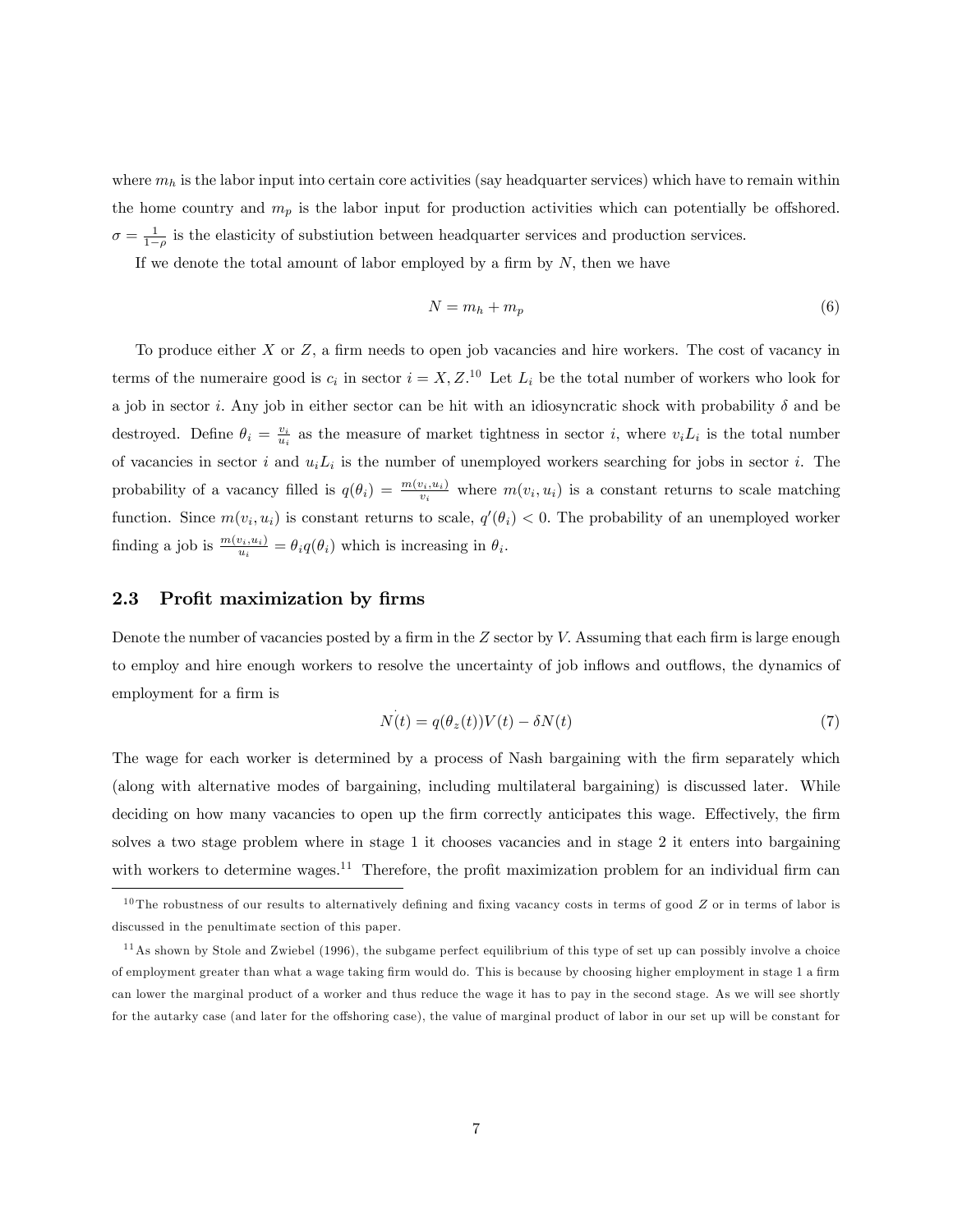where $m_h$ is the labor input into certain core activities (say headquarter services) which have to remain within the home country and $m_p$ is the labor input for production activities which can potentially be offshored. $\sigma = \frac{1}{1-\rho}$ is the elasticity of substiution between headquarter services and production services.

If we denote the total amount of labor employed by a firm by $N$, then we have

$$N = m_h + m_p \tag{6}$$

To produce either $X$ or $Z$, a firm needs to open job vacancies and hire workers. The cost of vacancy in terms of the numeraire good is $c_i$ in sector $i = X, Z$.[10] Let $L_i$ be the total number of workers who look for a job in sector $i$. Any job in either sector can be hit with an idiosyncratic shock with probability $\delta$ and be destroyed. Define $\theta_i = \frac{v_i}{u_i}$ as the measure of market tightness in sector $i$, where $v_i L_i$ is the total number of vacancies in sector $i$ and $u_i L_i$ is the number of unemployed workers searching for jobs in sector $i$. The probability of a vacancy filled is $q(\theta_i) = \frac{m(v_i, u_i)}{v_i}$ where $m(v_i, u_i)$ is a constant returns to scale matching function. Since $m(v_i, u_i)$ is constant returns to scale, $q'(\theta_i) < 0$. The probability of an unemployed worker finding a job is $\frac{m(v_i, u_i)}{u_i} = \theta_i q(\theta_i)$ which is increasing in $\theta_i$.

## 2.3 Profit maximization by firms

Denote the number of vacancies posted by a firm in the $Z$ sector by $V$. Assuming that each firm is large enough to employ and hire enough workers to resolve the uncertainty of job inflows and outflows, the dynamics of employment for a firm is

$$\dot{N(t)} = q(\theta_z(t))V(t) - \delta N(t) \tag{7}$$

The wage for each worker is determined by a process of Nash bargaining with the firm separately which (along with alternative modes of bargaining, including multilateral bargaining) is discussed later. While deciding on how many vacancies to open up the firm correctly anticipates this wage. Effectively, the firm solves a two stage problem where in stage 1 it chooses vacancies and in stage 2 it enters into bargaining with workers to determine wages.[11] Therefore, the profit maximization problem for an individual firm can

---

[10] The robustness of our results to alternatively defining and fixing vacancy costs in terms of good $Z$ or in terms of labor is discussed in the penultimate section of this paper.

[11] As shown by Stole and Zwiebel (1996), the subgame perfect equilibrium of this type of set up can possibly involve a choice of employment greater than what a wage taking firm would do. This is because by choosing higher employment in stage 1 a firm can lower the marginal product of a worker and thus reduce the wage it has to pay in the second stage. As we will see shortly for the autarky case (and later for the offshoring case), the value of marginal product of labor in our set up will be constant for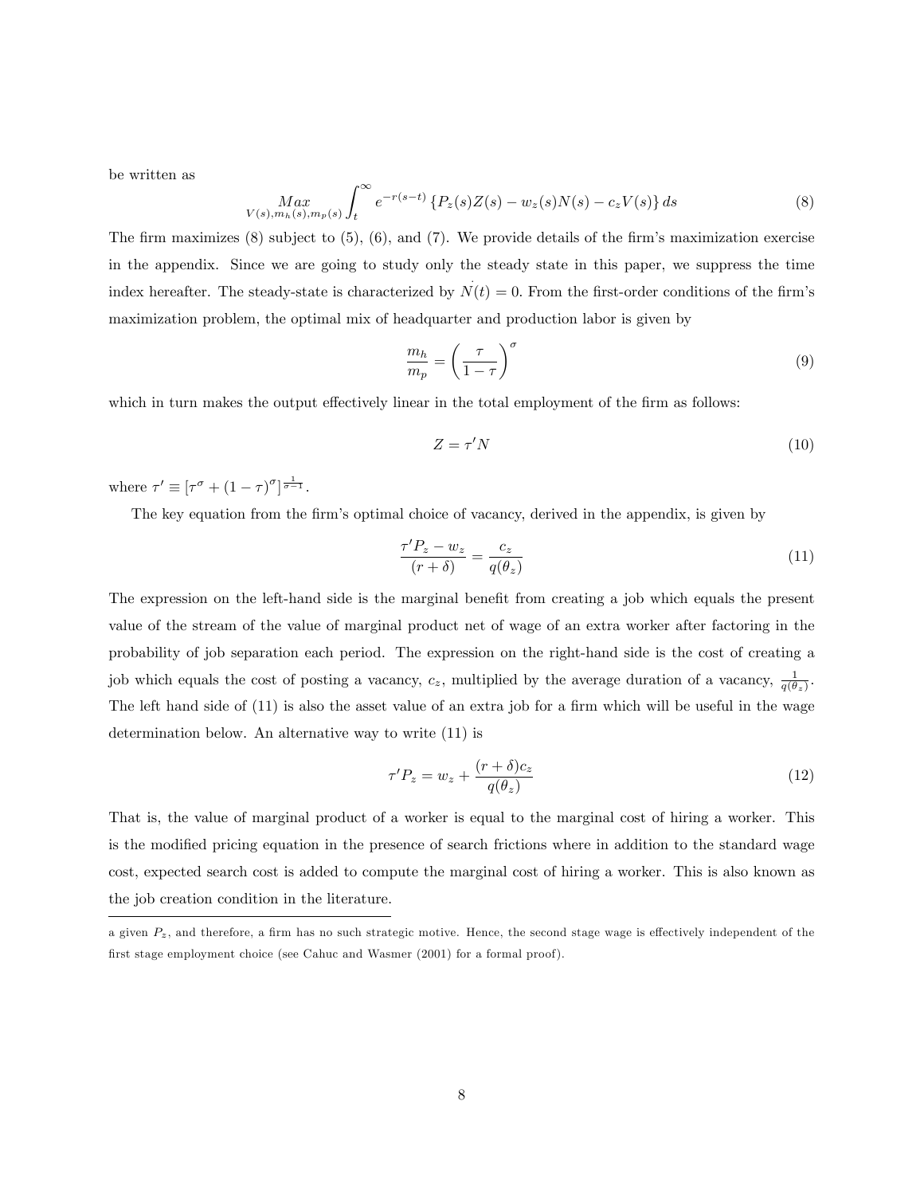be written as

$$\underset{V(s),m_h(s),m_p(s)}{Max} \int_t^\infty e^{-r(s-t)} \left\{ P_z(s)Z(s) - w_z(s)N(s) - c_z V(s) \right\} ds \tag{8}$$

The firm maximizes (8) subject to (5), (6), and (7). We provide details of the firm's maximization exercise in the appendix. Since we are going to study only the steady state in this paper, we suppress the time index hereafter. The steady-state is characterized by $\dot{N}(t) = 0$. From the first-order conditions of the firm's maximization problem, the optimal mix of headquarter and production labor is given by

$$\frac{m_h}{m_p} = \left( \frac{\tau}{1-\tau} \right)^\sigma \tag{9}$$

which in turn makes the output effectively linear in the total employment of the firm as follows:

$$Z = \tau' N \tag{10}$$

where $\tau' \equiv \left[ \tau^\sigma + (1-\tau)^\sigma \right]^{\frac{1}{\sigma-1}}$.

The key equation from the firm's optimal choice of vacancy, derived in the appendix, is given by

$$\frac{\tau' P_z - w_z}{(r+\delta)} = \frac{c_z}{q(\theta_z)} \tag{11}$$

The expression on the left-hand side is the marginal benefit from creating a job which equals the present value of the stream of the value of marginal product net of wage of an extra worker after factoring in the probability of job separation each period. The expression on the right-hand side is the cost of creating a job which equals the cost of posting a vacancy, $c_z$, multiplied by the average duration of a vacancy, $\frac{1}{q(\theta_z)}$. The left hand side of (11) is also the asset value of an extra job for a firm which will be useful in the wage determination below. An alternative way to write (11) is

$$\tau' P_z = w_z + \frac{(r+\delta)c_z}{q(\theta_z)} \tag{12}$$

That is, the value of marginal product of a worker is equal to the marginal cost of hiring a worker. This is the modified pricing equation in the presence of search frictions where in addition to the standard wage cost, expected search cost is added to compute the marginal cost of hiring a worker. This is also known as the job creation condition in the literature.

---

a given $P_z$, and therefore, a firm has no such strategic motive. Hence, the second stage wage is effectively independent of the first stage employment choice (see Cahuc and Wasmer (2001) for a formal proof).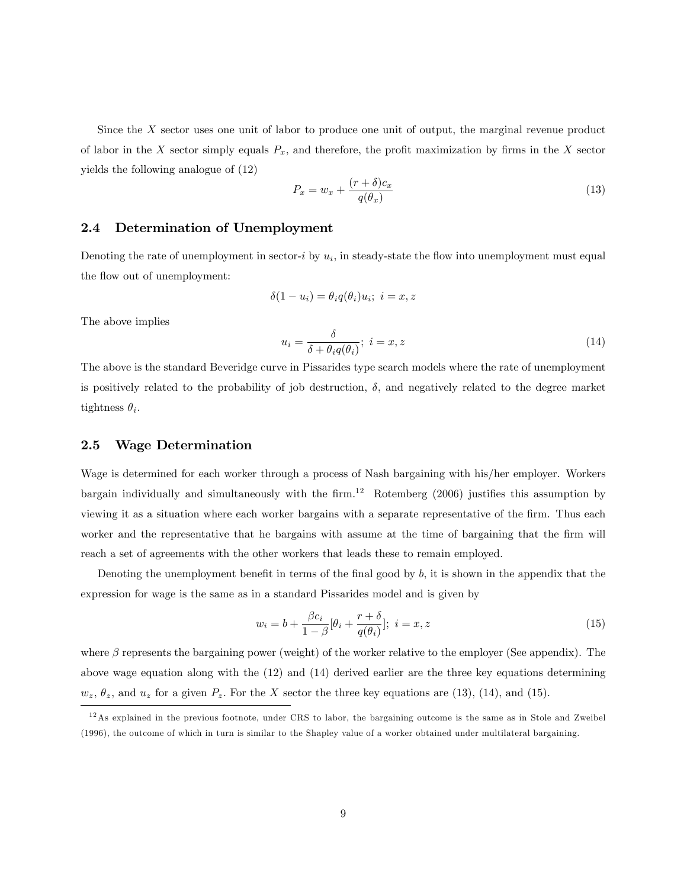Since the $X$ sector uses one unit of labor to produce one unit of output, the marginal revenue product of labor in the $X$ sector simply equals $P_x$, and therefore, the profit maximization by firms in the $X$ sector yields the following analogue of (12)

$$P_x = w_x + \frac{(r+\delta)c_x}{q(\theta_x)} \tag{13}$$

## 2.4 Determination of Unemployment

Denoting the rate of unemployment in sector-$i$ by $u_i$, in steady-state the flow into unemployment must equal the flow out of unemployment:

$$\delta(1-u_i) = \theta_i q(\theta_i)u_i;\ i = x, z$$

The above implies

$$u_i = \frac{\delta}{\delta + \theta_i q(\theta_i)};\ i = x, z \tag{14}$$

The above is the standard Beveridge curve in Pissarides type search models where the rate of unemployment is positively related to the probability of job destruction, $\delta$, and negatively related to the degree market tightness $\theta_i$.

## 2.5 Wage Determination

Wage is determined for each worker through a process of Nash bargaining with his/her employer. Workers bargain individually and simultaneously with the firm.[12] Rotemberg (2006) justifies this assumption by viewing it as a situation where each worker bargains with a separate representative of the firm. Thus each worker and the representative that he bargains with assume at the time of bargaining that the firm will reach a set of agreements with the other workers that leads these to remain employed.

Denoting the unemployment benefit in terms of the final good by $b$, it is shown in the appendix that the expression for wage is the same as in a standard Pissarides model and is given by

$$w_i = b + \frac{\beta c_i}{1-\beta}[\theta_i + \frac{r+\delta}{q(\theta_i)}];\ i = x, z \tag{15}$$

where $\beta$ represents the bargaining power (weight) of the worker relative to the employer (See appendix). The above wage equation along with the (12) and (14) derived earlier are the three key equations determining $w_z$, $\theta_z$, and $u_z$ for a given $P_z$. For the $X$ sector the three key equations are (13), (14), and (15).

[12] As explained in the previous footnote, under CRS to labor, the bargaining outcome is the same as in Stole and Zweibel (1996), the outcome of which in turn is similar to the Shapley value of a worker obtained under multilateral bargaining.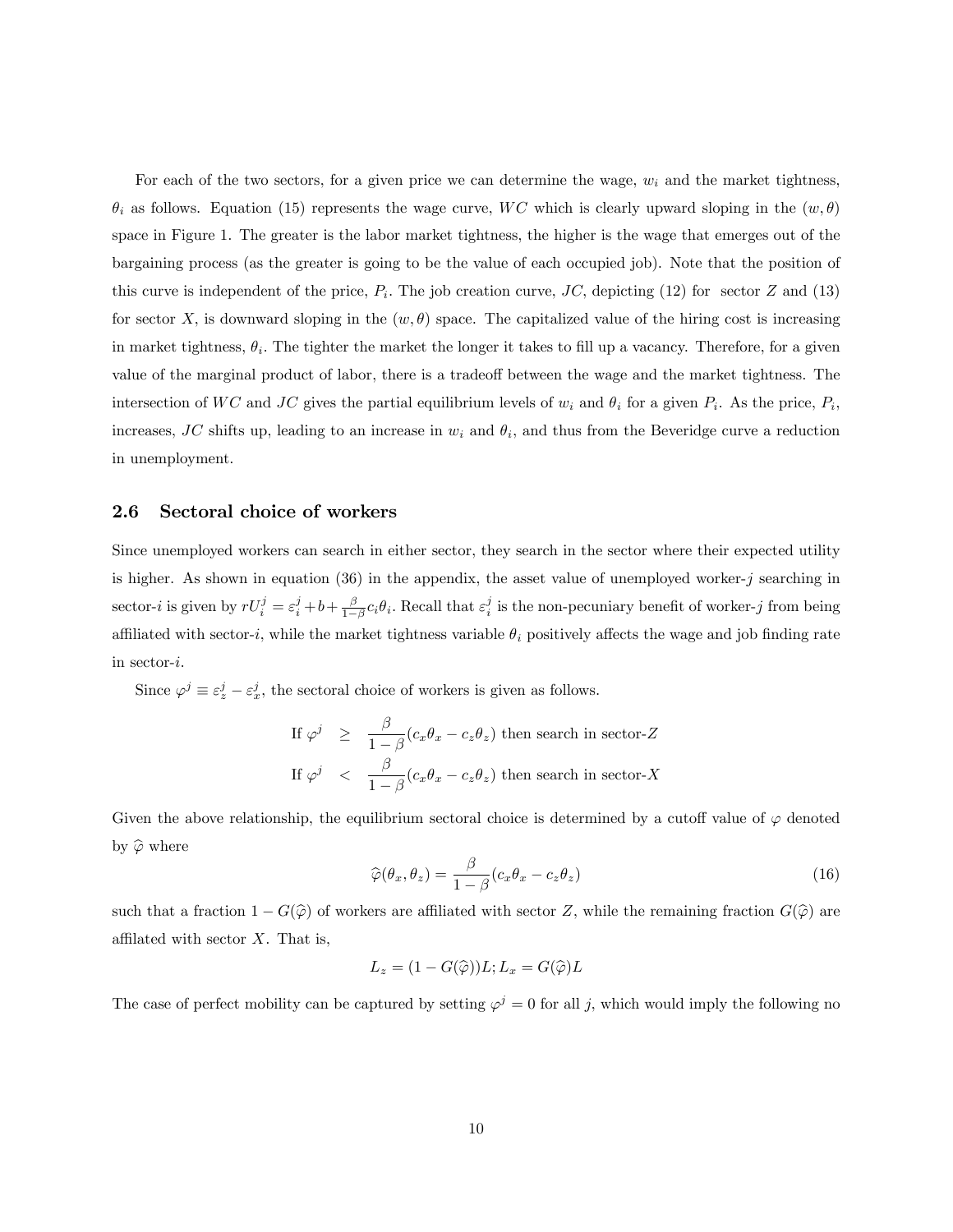For each of the two sectors, for a given price we can determine the wage, $w_i$ and the market tightness, $\theta_i$ as follows. Equation (15) represents the wage curve, $WC$ which is clearly upward sloping in the $(w, \theta)$ space in Figure 1. The greater is the labor market tightness, the higher is the wage that emerges out of the bargaining process (as the greater is going to be the value of each occupied job). Note that the position of this curve is independent of the price, $P_i$. The job creation curve, $JC$, depicting (12) for sector $Z$ and (13) for sector $X$, is downward sloping in the $(w, \theta)$ space. The capitalized value of the hiring cost is increasing in market tightness, $\theta_i$. The tighter the market the longer it takes to fill up a vacancy. Therefore, for a given value of the marginal product of labor, there is a tradeoff between the wage and the market tightness. The intersection of $WC$ and $JC$ gives the partial equilibrium levels of $w_i$ and $\theta_i$ for a given $P_i$. As the price, $P_i$, increases, $JC$ shifts up, leading to an increase in $w_i$ and $\theta_i$, and thus from the Beveridge curve a reduction in unemployment.

## 2.6 Sectoral choice of workers

Since unemployed workers can search in either sector, they search in the sector where their expected utility is higher. As shown in equation (36) in the appendix, the asset value of unemployed worker-$j$ searching in sector-$i$ is given by $rU_i^j = \varepsilon_i^j + b + \frac{\beta}{1-\beta} c_i \theta_i$. Recall that $\varepsilon_i^j$ is the non-pecuniary benefit of worker-$j$ from being affiliated with sector-$i$, while the market tightness variable $\theta_i$ positively affects the wage and job finding rate in sector-$i$.

Since $\varphi^j \equiv \varepsilon_z^j - \varepsilon_x^j$, the sectoral choice of workers is given as follows.

$$
\begin{aligned}
\text{If } \varphi^j &\geq \frac{\beta}{1-\beta}(c_x\theta_x - c_z\theta_z) \text{ then search in sector-}Z \\
\text{If } \varphi^j &< \frac{\beta}{1-\beta}(c_x\theta_x - c_z\theta_z) \text{ then search in sector-}X
\end{aligned}
$$

Given the above relationship, the equilibrium sectoral choice is determined by a cutoff value of $\varphi$ denoted by $\widehat{\varphi}$ where

$$
\widehat{\varphi}(\theta_x, \theta_z) = \frac{\beta}{1-\beta}(c_x\theta_x - c_z\theta_z) \tag{16}
$$

such that a fraction $1 - G(\widehat{\varphi})$ of workers are affiliated with sector $Z$, while the remaining fraction $G(\widehat{\varphi})$ are affilated with sector $X$. That is,

$$
L_z = (1 - G(\widehat{\varphi}))L; L_x = G(\widehat{\varphi})L
$$

The case of perfect mobility can be captured by setting $\varphi^j = 0$ for all $j$, which would imply the following no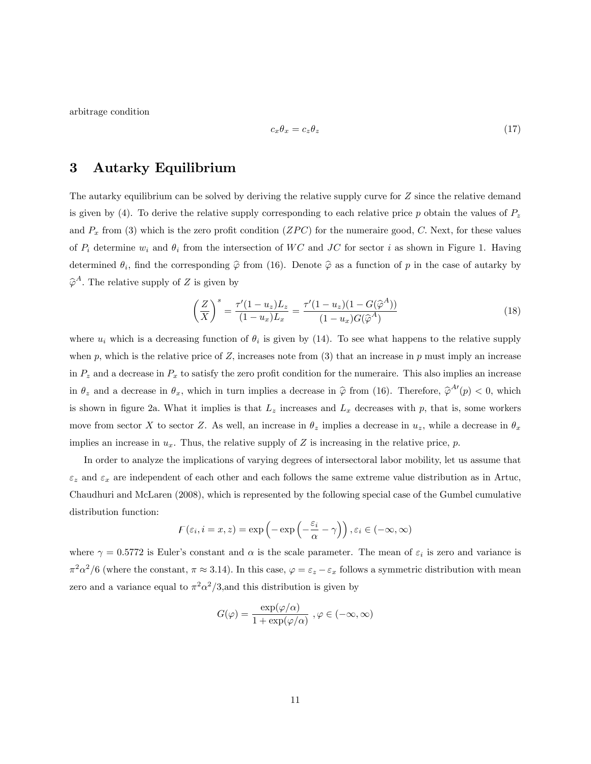arbitrage condition

$$c_x \theta_x = c_z \theta_z \tag{17}$$

# 3 Autarky Equilibrium

The autarky equilibrium can be solved by deriving the relative supply curve for $Z$ since the relative demand is given by (4). To derive the relative supply corresponding to each relative price $p$ obtain the values of $P_z$ and $P_x$ from (3) which is the zero profit condition ($ZPC$) for the numeraire good, $C$. Next, for these values of $P_i$ determine $w_i$ and $\theta_i$ from the intersection of $WC$ and $JC$ for sector $i$ as shown in Figure 1. Having determined $\theta_i$, find the corresponding $\widehat{\varphi}$ from (16). Denote $\widehat{\varphi}$ as a function of $p$ in the case of autarky by $\widehat{\varphi}^A$. The relative supply of $Z$ is given by

$$\left(\frac{Z}{X}\right)^s = \frac{\tau'(1-u_z)L_z}{(1-u_x)L_x} = \frac{\tau'(1-u_z)(1-G(\widehat{\varphi}^A))}{(1-u_x)G(\widehat{\varphi}^A)} \tag{18}$$

where $u_i$ which is a decreasing function of $\theta_i$ is given by (14). To see what happens to the relative supply when $p$, which is the relative price of $Z$, increases note from (3) that an increase in $p$ must imply an increase in $P_z$ and a decrease in $P_x$ to satisfy the zero profit condition for the numeraire. This also implies an increase in $\theta_z$ and a decrease in $\theta_x$, which in turn implies a decrease in $\widehat{\varphi}$ from (16). Therefore, $\widehat{\varphi}^{A\prime}(p) < 0$, which is shown in figure 2a. What it implies is that $L_z$ increases and $L_x$ decreases with $p$, that is, some workers move from sector $X$ to sector $Z$. As well, an increase in $\theta_z$ implies a decrease in $u_z$, while a decrease in $\theta_x$ implies an increase in $u_x$. Thus, the relative supply of $Z$ is increasing in the relative price, $p$.

In order to analyze the implications of varying degrees of intersectoral labor mobility, let us assume that $\varepsilon_z$ and $\varepsilon_x$ are independent of each other and each follows the same extreme value distribution as in Artuc, Chaudhuri and McLaren (2008), which is represented by the following special case of the Gumbel cumulative distribution function:

$$F(\varepsilon_i, i = x, z) = \exp\left(-\exp\left(-\frac{\varepsilon_i}{\alpha} - \gamma\right)\right), \varepsilon_i \in (-\infty, \infty)$$

where $\gamma = 0.5772$ is Euler's constant and $\alpha$ is the scale parameter. The mean of $\varepsilon_i$ is zero and variance is $\pi^2\alpha^2/6$ (where the constant, $\pi \approx 3.14$). In this case, $\varphi = \varepsilon_z - \varepsilon_x$ follows a symmetric distribution with mean zero and a variance equal to $\pi^2\alpha^2/3$,and this distribution is given by

$$G(\varphi) = \frac{\exp(\varphi/\alpha)}{1 + \exp(\varphi/\alpha)} \;, \varphi \in (-\infty, \infty)$$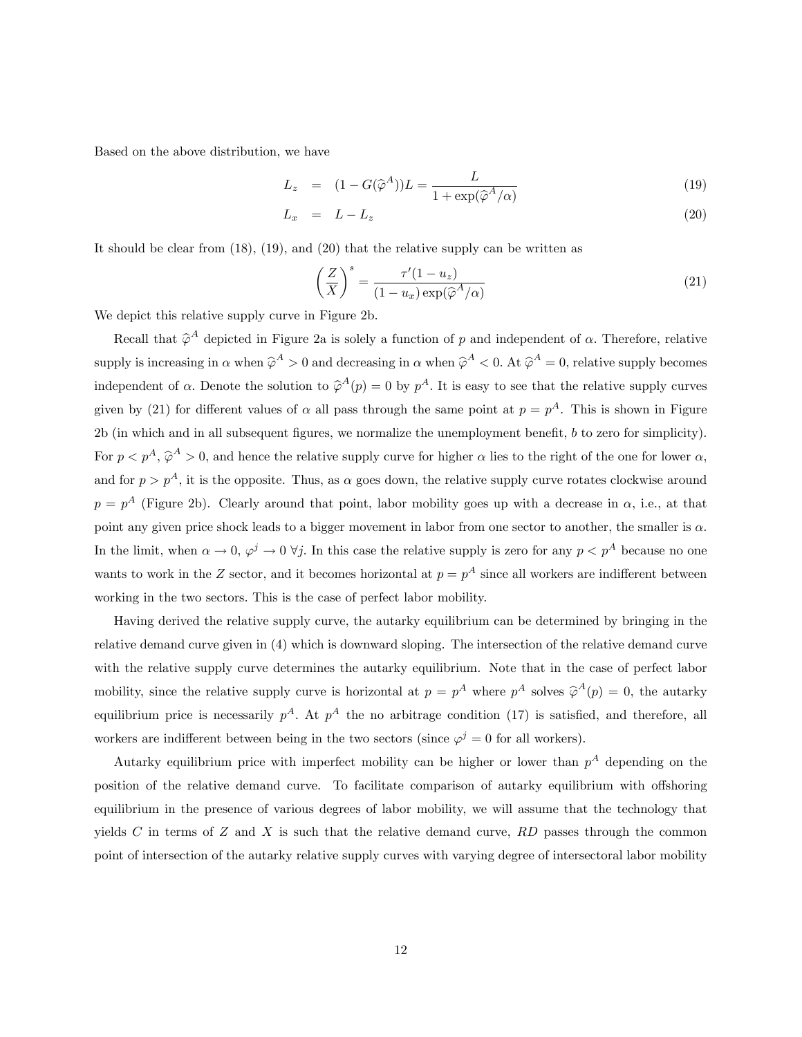Based on the above distribution, we have

$$L_z = (1 - G(\widehat{\varphi}^A))L = \frac{L}{1 + \exp(\widehat{\varphi}^A/\alpha)} \tag{19}$$

$$L_x = L - L_z \tag{20}$$

It should be clear from (18), (19), and (20) that the relative supply can be written as

$$\left(\frac{Z}{X}\right)^s = \frac{\tau'(1-u_z)}{(1-u_x)\exp(\widehat{\varphi}^A/\alpha)} \tag{21}$$

We depict this relative supply curve in Figure 2b.

Recall that $\widehat{\varphi}^A$ depicted in Figure 2a is solely a function of $p$ and independent of $\alpha$. Therefore, relative supply is increasing in $\alpha$ when $\widehat{\varphi}^A > 0$ and decreasing in $\alpha$ when $\widehat{\varphi}^A < 0$. At $\widehat{\varphi}^A = 0$, relative supply becomes independent of $\alpha$. Denote the solution to $\widehat{\varphi}^A(p) = 0$ by $p^A$. It is easy to see that the relative supply curves given by (21) for different values of $\alpha$ all pass through the same point at $p = p^A$. This is shown in Figure 2b (in which and in all subsequent figures, we normalize the unemployment benefit, $b$ to zero for simplicity). For $p < p^A$, $\widehat{\varphi}^A > 0$, and hence the relative supply curve for higher $\alpha$ lies to the right of the one for lower $\alpha$, and for $p > p^A$, it is the opposite. Thus, as $\alpha$ goes down, the relative supply curve rotates clockwise around $p = p^A$ (Figure 2b). Clearly around that point, labor mobility goes up with a decrease in $\alpha$, i.e., at that point any given price shock leads to a bigger movement in labor from one sector to another, the smaller is $\alpha$. In the limit, when $\alpha \to 0$, $\varphi^j \to 0 \; \forall j$. In this case the relative supply is zero for any $p < p^A$ because no one wants to work in the $Z$ sector, and it becomes horizontal at $p = p^A$ since all workers are indifferent between working in the two sectors. This is the case of perfect labor mobility.

Having derived the relative supply curve, the autarky equilibrium can be determined by bringing in the relative demand curve given in (4) which is downward sloping. The intersection of the relative demand curve with the relative supply curve determines the autarky equilibrium. Note that in the case of perfect labor mobility, since the relative supply curve is horizontal at $p = p^A$ where $p^A$ solves $\widehat{\varphi}^A(p) = 0$, the autarky equilibrium price is necessarily $p^A$. At $p^A$ the no arbitrage condition (17) is satisfied, and therefore, all workers are indifferent between being in the two sectors (since $\varphi^j = 0$ for all workers).

Autarky equilibrium price with imperfect mobility can be higher or lower than $p^A$ depending on the position of the relative demand curve. To facilitate comparison of autarky equilibrium with offshoring equilibrium in the presence of various degrees of labor mobility, we will assume that the technology that yields $C$ in terms of $Z$ and $X$ is such that the relative demand curve, $RD$ passes through the common point of intersection of the autarky relative supply curves with varying degree of intersectoral labor mobility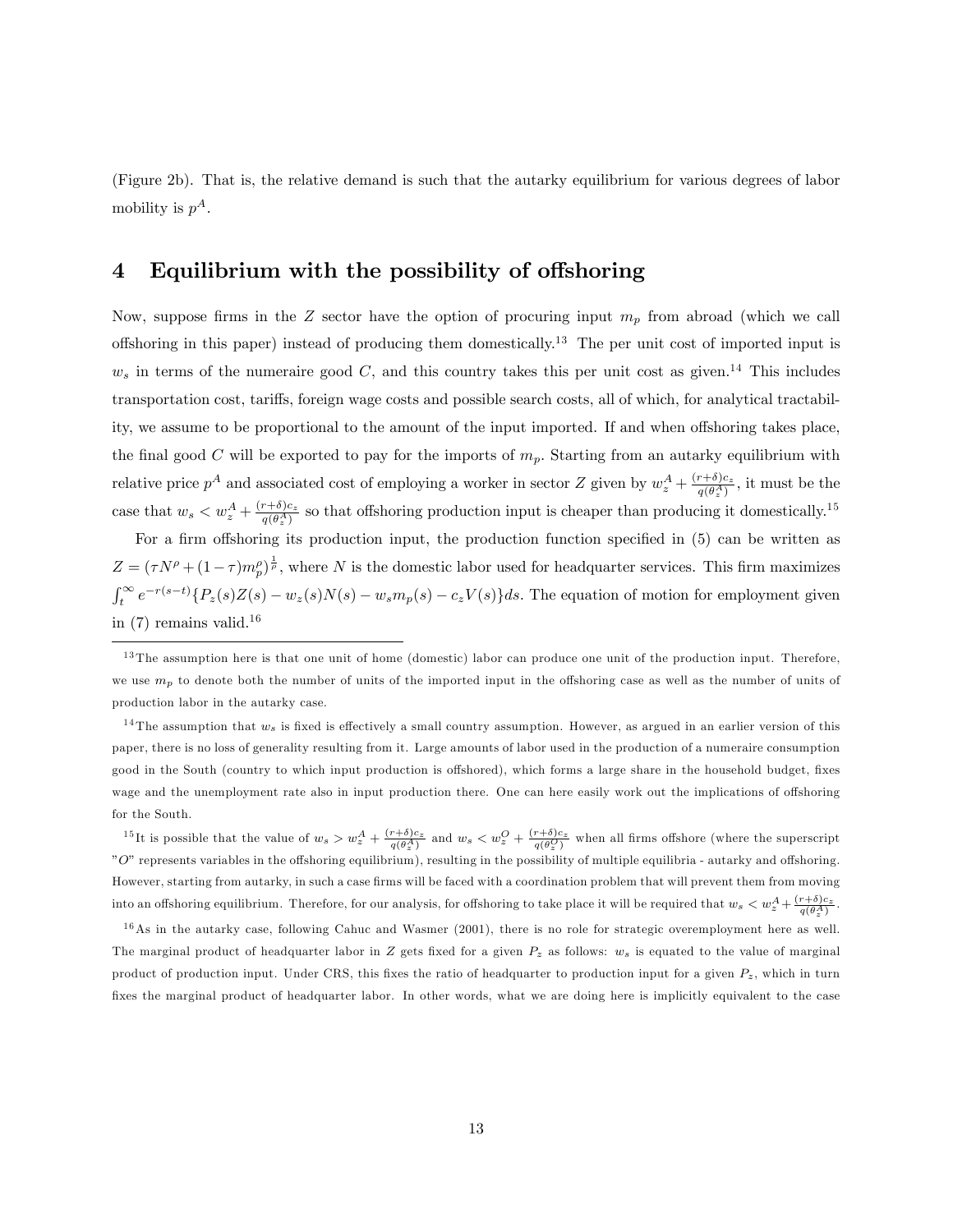(Figure 2b). That is, the relative demand is such that the autarky equilibrium for various degrees of labor mobility is $p^A$.

# 4 Equilibrium with the possibility of offshoring

Now, suppose firms in the $Z$ sector have the option of procuring input $m_p$ from abroad (which we call offshoring in this paper) instead of producing them domestically.[13] The per unit cost of imported input is $w_s$ in terms of the numeraire good $C$, and this country takes this per unit cost as given.[14] This includes transportation cost, tariffs, foreign wage costs and possible search costs, all of which, for analytical tractability, we assume to be proportional to the amount of the input imported. If and when offshoring takes place, the final good $C$ will be exported to pay for the imports of $m_p$. Starting from an autarky equilibrium with relative price $p^A$ and associated cost of employing a worker in sector $Z$ given by $w_z^A + \frac{(r+\delta)c_z}{q(\theta_z^A)}$, it must be the case that $w_s < w_z^A + \frac{(r+\delta)c_z}{q(\theta_z^A)}$ so that offshoring production input is cheaper than producing it domestically.[15]

For a firm offshoring its production input, the production function specified in (5) can be written as $Z = (\tau N^\rho + (1-\tau)m_p^\rho)^{\frac{1}{\rho}}$, where $N$ is the domestic labor used for headquarter services. This firm maximizes $\int_t^\infty e^{-r(s-t)}\{P_z(s)Z(s) - w_z(s)N(s) - w_s m_p(s) - c_z V(s)\}ds$. The equation of motion for employment given in (7) remains valid.[16]

---

[13] The assumption here is that one unit of home (domestic) labor can produce one unit of the production input. Therefore, we use $m_p$ to denote both the number of units of the imported input in the offshoring case as well as the number of units of production labor in the autarky case.

[14] The assumption that $w_s$ is fixed is effectively a small country assumption. However, as argued in an earlier version of this paper, there is no loss of generality resulting from it. Large amounts of labor used in the production of a numeraire consumption good in the South (country to which input production is offshored), which forms a large share in the household budget, fixes wage and the unemployment rate also in input production there. One can here easily work out the implications of offshoring for the South.

[15] It is possible that the value of $w_s > w_z^A + \frac{(r+\delta)c_z}{q(\theta_z^A)}$ and $w_s < w_z^O + \frac{(r+\delta)c_z}{q(\theta_z^O)}$ when all firms offshore (where the superscript "$O$" represents variables in the offshoring equilibrium), resulting in the possibility of multiple equilibria - autarky and offshoring. However, starting from autarky, in such a case firms will be faced with a coordination problem that will prevent them from moving into an offshoring equilibrium. Therefore, for our analysis, for offshoring to take place it will be required that $w_s < w_z^A + \frac{(r+\delta)c_z}{q(\theta_z^A)}$.

[16] As in the autarky case, following Cahuc and Wasmer (2001), there is no role for strategic overemployment here as well. The marginal product of headquarter labor in $Z$ gets fixed for a given $P_z$ as follows: $w_s$ is equated to the value of marginal product of production input. Under CRS, this fixes the ratio of headquarter to production input for a given $P_z$, which in turn fixes the marginal product of headquarter labor. In other words, what we are doing here is implicitly equivalent to the case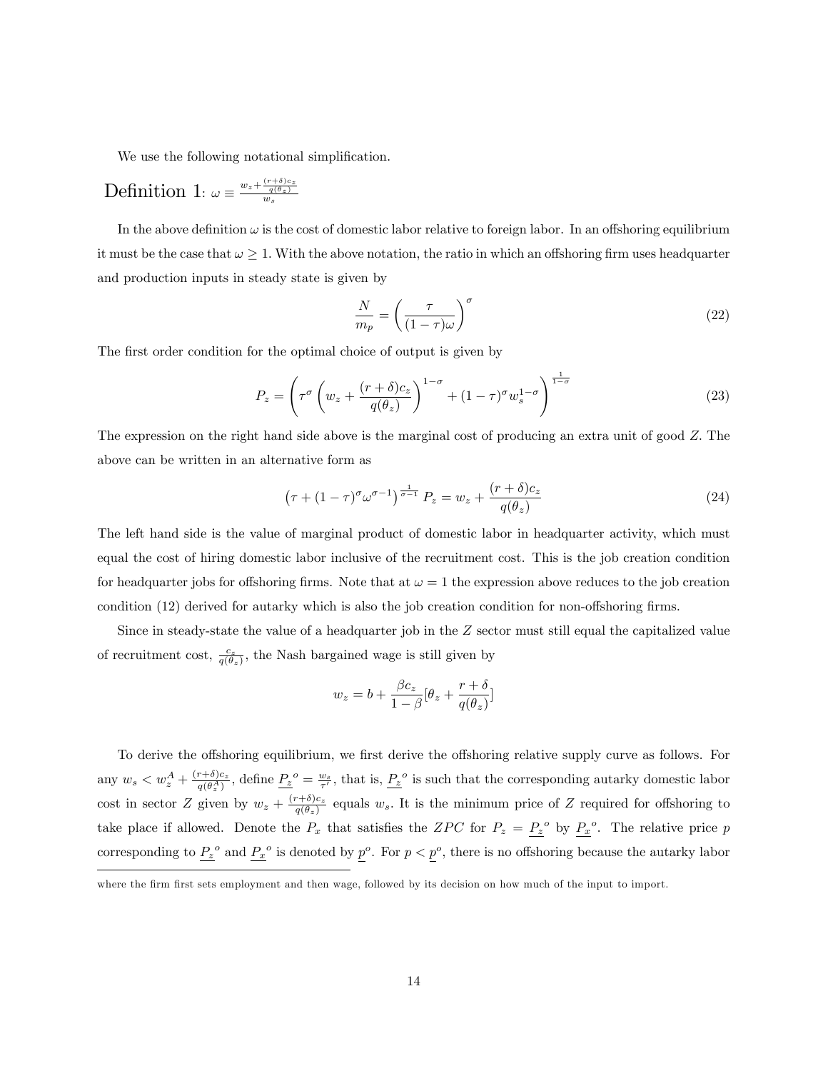We use the following notational simplification.

**Definition 1**: $\omega \equiv \frac{w_z + \frac{(r+\delta)c_z}{q(\theta_z)}}{w_s}$

In the above definition $\omega$ is the cost of domestic labor relative to foreign labor. In an offshoring equilibrium it must be the case that $\omega \geq 1$. With the above notation, the ratio in which an offshoring firm uses headquarter and production inputs in steady state is given by

$$\frac{N}{m_p} = \left(\frac{\tau}{(1-\tau)\omega}\right)^{\sigma} \tag{22}$$

The first order condition for the optimal choice of output is given by

$$P_z = \left(\tau^{\sigma}\left(w_z + \frac{(r+\delta)c_z}{q(\theta_z)}\right)^{1-\sigma} + (1-\tau)^{\sigma} w_s^{1-\sigma}\right)^{\frac{1}{1-\sigma}} \tag{23}$$

The expression on the right hand side above is the marginal cost of producing an extra unit of good $Z$. The above can be written in an alternative form as

$$\left(\tau + (1-\tau)^{\sigma}\omega^{\sigma-1}\right)^{\frac{1}{\sigma-1}} P_z = w_z + \frac{(r+\delta)c_z}{q(\theta_z)} \tag{24}$$

The left hand side is the value of marginal product of domestic labor in headquarter activity, which must equal the cost of hiring domestic labor inclusive of the recruitment cost. This is the job creation condition for headquarter jobs for offshoring firms. Note that at $\omega = 1$ the expression above reduces to the job creation condition (12) derived for autarky which is also the job creation condition for non-offshoring firms.

Since in steady-state the value of a headquarter job in the $Z$ sector must still equal the capitalized value of recruitment cost, $\frac{c_z}{q(\theta_z)}$, the Nash bargained wage is still given by

$$w_z = b + \frac{\beta c_z}{1-\beta}[\theta_z + \frac{r+\delta}{q(\theta_z)}]$$

To derive the offshoring equilibrium, we first derive the offshoring relative supply curve as follows. For any $w_s < w_z^A + \frac{(r+\delta)c_z}{q(\theta_z^A)}$, define $\underline{P_z}^o = \frac{w_s}{\tau'}$, that is, $\underline{P_z}^o$ is such that the corresponding autarky domestic labor cost in sector $Z$ given by $w_z + \frac{(r+\delta)c_z}{q(\theta_z)}$ equals $w_s$. It is the minimum price of $Z$ required for offshoring to take place if allowed. Denote the $P_x$ that satisfies the $ZPC$ for $P_z = \underline{P_z}^o$ by $\underline{P_x}^o$. The relative price $p$ corresponding to $\underline{P_z}^o$ and $\underline{P_x}^o$ is denoted by $\underline{p}^o$. For $p < \underline{p}^o$, there is no offshoring because the autarky labor

where the firm first sets employment and then wage, followed by its decision on how much of the input to import.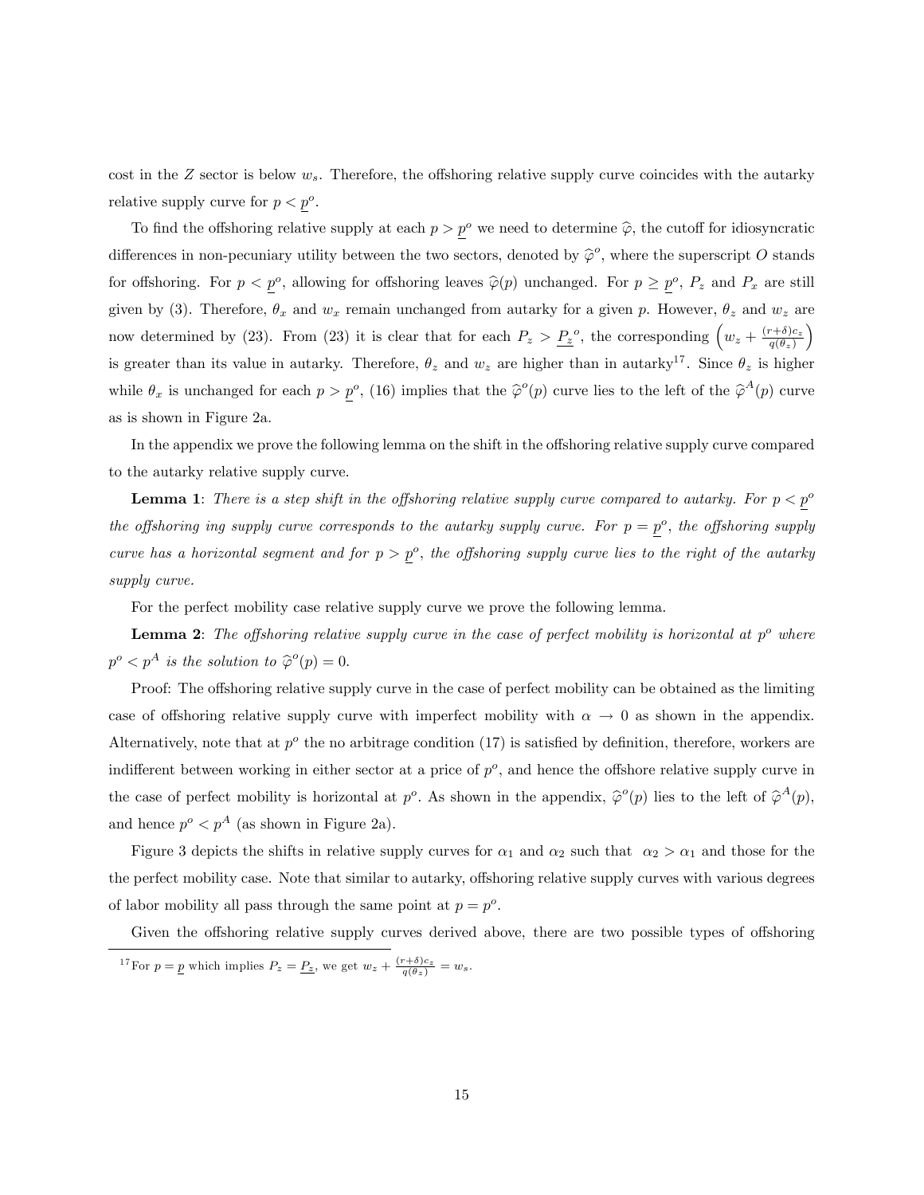cost in the $Z$ sector is below $w_s$. Therefore, the offshoring relative supply curve coincides with the autarky relative supply curve for $p < \underline{p}^o$.

To find the offshoring relative supply at each $p > \underline{p}^o$ we need to determine $\widehat{\varphi}$, the cutoff for idiosyncratic differences in non-pecuniary utility between the two sectors, denoted by $\widehat{\varphi}^o$, where the superscript $O$ stands for offshoring. For $p < \underline{p}^o$, allowing for offshoring leaves $\widehat{\varphi}(p)$ unchanged. For $p \geq \underline{p}^o$, $P_z$ and $P_x$ are still given by (3). Therefore, $\theta_x$ and $w_x$ remain unchanged from autarky for a given $p$. However, $\theta_z$ and $w_z$ are now determined by (23). From (23) it is clear that for each $P_z > \underline{P_z}^o$, the corresponding $\left(w_z + \frac{(r+\delta)c_z}{q(\theta_z)}\right)$ is greater than its value in autarky. Therefore, $\theta_z$ and $w_z$ are higher than in autarky[17]. Since $\theta_z$ is higher while $\theta_x$ is unchanged for each $p > \underline{p}^o$, (16) implies that the $\widehat{\varphi}^o(p)$ curve lies to the left of the $\widehat{\varphi}^A(p)$ curve as is shown in Figure 2a.

In the appendix we prove the following lemma on the shift in the offshoring relative supply curve compared to the autarky relative supply curve.

**Lemma 1**: *There is a step shift in the offshoring relative supply curve compared to autarky. For $p < \underline{p}^o$ the offshoring ing supply curve corresponds to the autarky supply curve. For $p = \underline{p}^o$, the offshoring supply curve has a horizontal segment and for $p > \underline{p}^o$, the offshoring supply curve lies to the right of the autarky supply curve.*

For the perfect mobility case relative supply curve we prove the following lemma.

**Lemma 2**: *The offshoring relative supply curve in the case of perfect mobility is horizontal at $p^o$ where $p^o < p^A$ is the solution to $\widehat{\varphi}^o(p) = 0$.*

Proof: The offshoring relative supply curve in the case of perfect mobility can be obtained as the limiting case of offshoring relative supply curve with imperfect mobility with $\alpha \to 0$ as shown in the appendix. Alternatively, note that at $p^o$ the no arbitrage condition (17) is satisfied by definition, therefore, workers are indifferent between working in either sector at a price of $p^o$, and hence the offshore relative supply curve in the case of perfect mobility is horizontal at $p^o$. As shown in the appendix, $\widehat{\varphi}^o(p)$ lies to the left of $\widehat{\varphi}^A(p)$, and hence $p^o < p^A$ (as shown in Figure 2a).

Figure 3 depicts the shifts in relative supply curves for $\alpha_1$ and $\alpha_2$ such that $\alpha_2 > \alpha_1$ and those for the the perfect mobility case. Note that similar to autarky, offshoring relative supply curves with various degrees of labor mobility all pass through the same point at $p = p^o$.

Given the offshoring relative supply curves derived above, there are two possible types of offshoring

[17] For $p = \underline{p}$ which implies $P_z = \underline{P_z}$, we get $w_z + \frac{(r+\delta)c_z}{q(\theta_z)} = w_s$.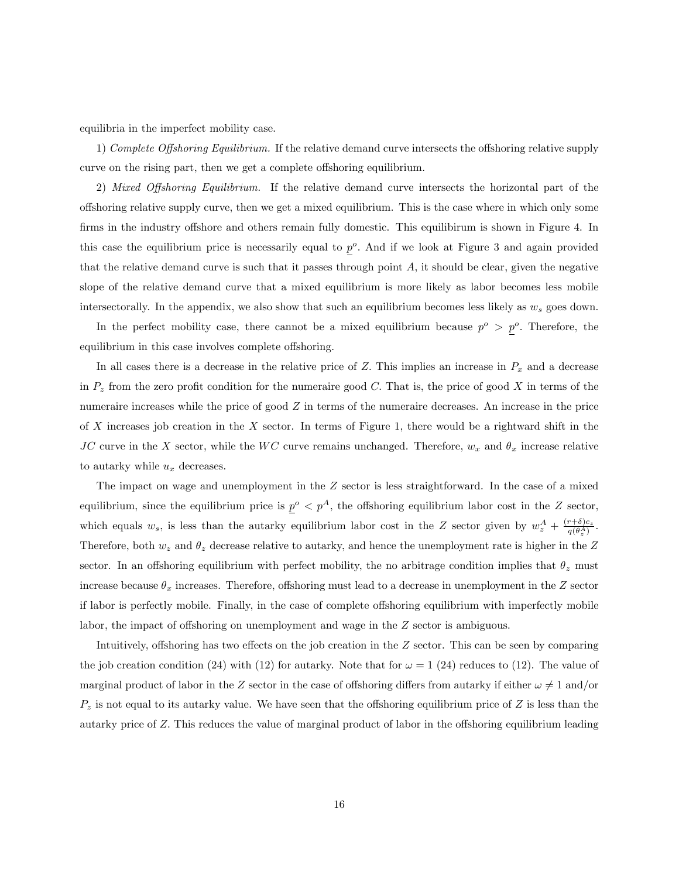equilibria in the imperfect mobility case.

1) *Complete Offshoring Equilibrium.* If the relative demand curve intersects the offshoring relative supply curve on the rising part, then we get a complete offshoring equilibrium.

2) *Mixed Offshoring Equilibrium.* If the relative demand curve intersects the horizontal part of the offshoring relative supply curve, then we get a mixed equilibrium. This is the case where in which only some firms in the industry offshore and others remain fully domestic. This equilibirum is shown in Figure 4. In this case the equilibrium price is necessarily equal to $\underline{p}^o$. And if we look at Figure 3 and again provided that the relative demand curve is such that it passes through point $A$, it should be clear, given the negative slope of the relative demand curve that a mixed equilibrium is more likely as labor becomes less mobile intersectorally. In the appendix, we also show that such an equilibrium becomes less likely as $w_s$ goes down.

In the perfect mobility case, there cannot be a mixed equilibrium because $p^o > \underline{p}^o$. Therefore, the equilibrium in this case involves complete offshoring.

In all cases there is a decrease in the relative price of $Z$. This implies an increase in $P_x$ and a decrease in $P_z$ from the zero profit condition for the numeraire good $C$. That is, the price of good $X$ in terms of the numeraire increases while the price of good $Z$ in terms of the numeraire decreases. An increase in the price of $X$ increases job creation in the $X$ sector. In terms of Figure 1, there would be a rightward shift in the $JC$ curve in the $X$ sector, while the $WC$ curve remains unchanged. Therefore, $w_x$ and $\theta_x$ increase relative to autarky while $u_x$ decreases.

The impact on wage and unemployment in the $Z$ sector is less straightforward. In the case of a mixed equilibrium, since the equilibrium price is $\underline{p}^o < p^A$, the offshoring equilibrium labor cost in the $Z$ sector, which equals $w_s$, is less than the autarky equilibrium labor cost in the $Z$ sector given by $w_z^A + \frac{(r+\delta)c_z}{q(\theta_z^A)}$. Therefore, both $w_z$ and $\theta_z$ decrease relative to autarky, and hence the unemployment rate is higher in the $Z$ sector. In an offshoring equilibrium with perfect mobility, the no arbitrage condition implies that $\theta_z$ must increase because $\theta_x$ increases. Therefore, offshoring must lead to a decrease in unemployment in the $Z$ sector if labor is perfectly mobile. Finally, in the case of complete offshoring equilibrium with imperfectly mobile labor, the impact of offshoring on unemployment and wage in the $Z$ sector is ambiguous.

Intuitively, offshoring has two effects on the job creation in the $Z$ sector. This can be seen by comparing the job creation condition (24) with (12) for autarky. Note that for $\omega = 1$ (24) reduces to (12). The value of marginal product of labor in the $Z$ sector in the case of offshoring differs from autarky if either $\omega \neq 1$ and/or $P_z$ is not equal to its autarky value. We have seen that the offshoring equilibrium price of $Z$ is less than the autarky price of $Z$. This reduces the value of marginal product of labor in the offshoring equilibrium leading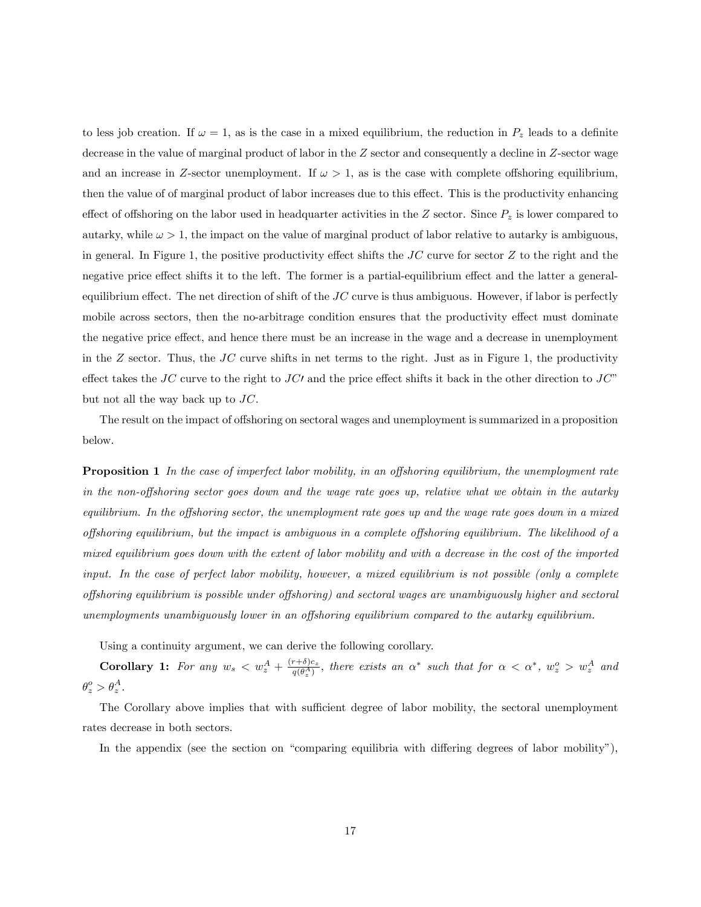to less job creation. If $\omega = 1$, as is the case in a mixed equilibrium, the reduction in $P_z$ leads to a definite decrease in the value of marginal product of labor in the $Z$ sector and consequently a decline in $Z$-sector wage and an increase in $Z$-sector unemployment. If $\omega > 1$, as is the case with complete offshoring equilibrium, then the value of of marginal product of labor increases due to this effect. This is the productivity enhancing effect of offshoring on the labor used in headquarter activities in the $Z$ sector. Since $P_z$ is lower compared to autarky, while $\omega > 1$, the impact on the value of marginal product of labor relative to autarky is ambiguous, in general. In Figure 1, the positive productivity effect shifts the $JC$ curve for sector $Z$ to the right and the negative price effect shifts it to the left. The former is a partial-equilibrium effect and the latter a general-equilibrium effect. The net direction of shift of the $JC$ curve is thus ambiguous. However, if labor is perfectly mobile across sectors, then the no-arbitrage condition ensures that the productivity effect must dominate the negative price effect, and hence there must be an increase in the wage and a decrease in unemployment in the $Z$ sector. Thus, the $JC$ curve shifts in net terms to the right. Just as in Figure 1, the productivity effect takes the $JC$ curve to the right to $JC\prime$ and the price effect shifts it back in the other direction to $JC$" but not all the way back up to $JC$.

The result on the impact of offshoring on sectoral wages and unemployment is summarized in a proposition below.

**Proposition 1** *In the case of imperfect labor mobility, in an offshoring equilibrium, the unemployment rate in the non-offshoring sector goes down and the wage rate goes up, relative what we obtain in the autarky equilibrium. In the offshoring sector, the unemployment rate goes up and the wage rate goes down in a mixed offshoring equilibrium, but the impact is ambiguous in a complete offshoring equilibrium. The likelihood of a mixed equilibrium goes down with the extent of labor mobility and with a decrease in the cost of the imported input. In the case of perfect labor mobility, however, a mixed equilibrium is not possible (only a complete offshoring equilibrium is possible under offshoring) and sectoral wages are unambiguously higher and sectoral unemployments unambiguously lower in an offshoring equilibrium compared to the autarky equilibrium.*

Using a continuity argument, we can derive the following corollary.

**Corollary 1:** *For any $w_s < w_z^A + \frac{(r+\delta)c_z}{q(\theta_z^A)}$, there exists an $\alpha^*$ such that for $\alpha < \alpha^*$, $w_z^o > w_z^A$ and $\theta_z^o > \theta_z^A$.*

The Corollary above implies that with sufficient degree of labor mobility, the sectoral unemployment rates decrease in both sectors.

In the appendix (see the section on "comparing equilibria with differing degrees of labor mobility"),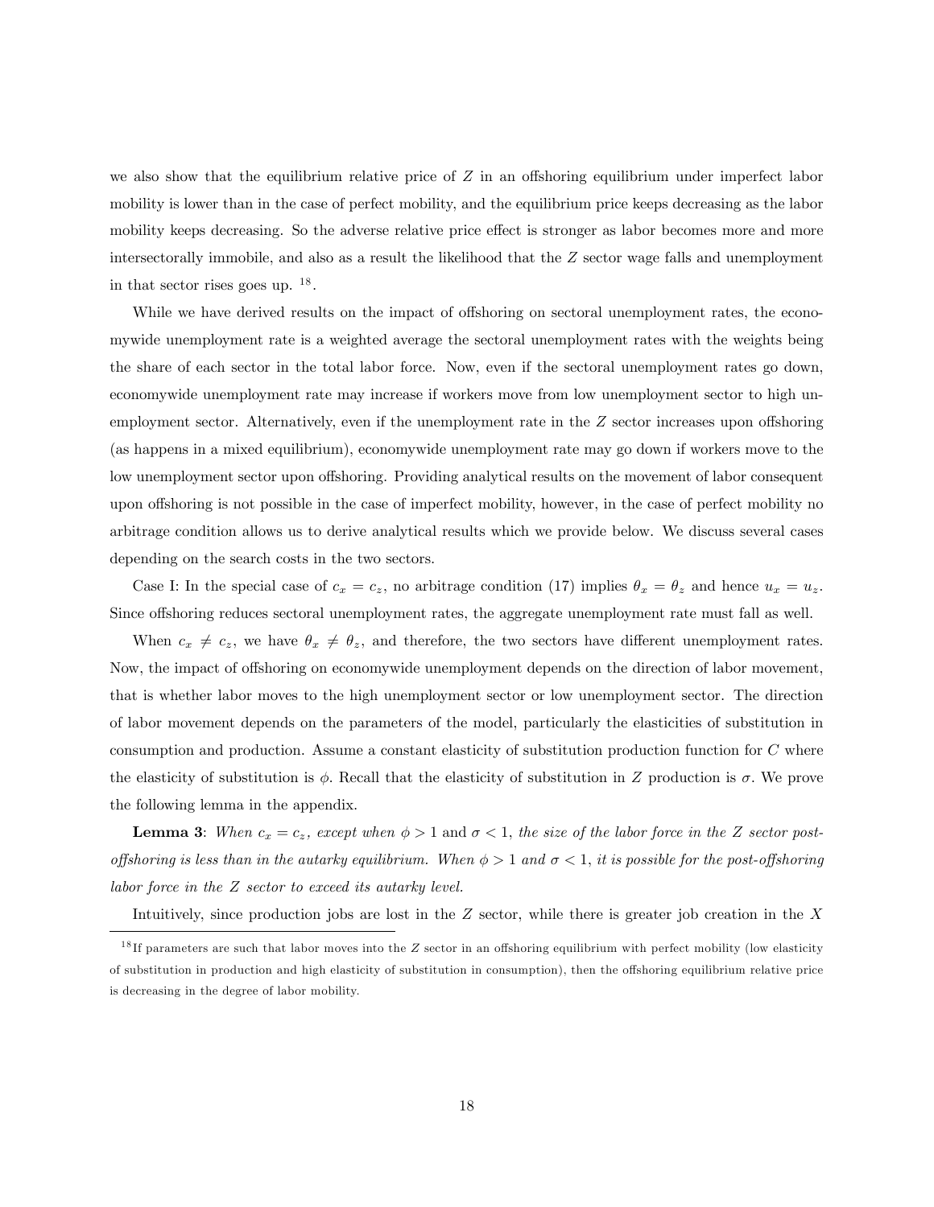we also show that the equilibrium relative price of $Z$ in an offshoring equilibrium under imperfect labor mobility is lower than in the case of perfect mobility, and the equilibrium price keeps decreasing as the labor mobility keeps decreasing. So the adverse relative price effect is stronger as labor becomes more and more intersectorally immobile, and also as a result the likelihood that the $Z$ sector wage falls and unemployment in that sector rises goes up. [18].

While we have derived results on the impact of offshoring on sectoral unemployment rates, the economywide unemployment rate is a weighted average the sectoral unemployment rates with the weights being the share of each sector in the total labor force. Now, even if the sectoral unemployment rates go down, economywide unemployment rate may increase if workers move from low unemployment sector to high unemployment sector. Alternatively, even if the unemployment rate in the $Z$ sector increases upon offshoring (as happens in a mixed equilibrium), economywide unemployment rate may go down if workers move to the low unemployment sector upon offshoring. Providing analytical results on the movement of labor consequent upon offshoring is not possible in the case of imperfect mobility, however, in the case of perfect mobility no arbitrage condition allows us to derive analytical results which we provide below. We discuss several cases depending on the search costs in the two sectors.

Case I: In the special case of $c_x = c_z$, no arbitrage condition (17) implies $\theta_x = \theta_z$ and hence $u_x = u_z$. Since offshoring reduces sectoral unemployment rates, the aggregate unemployment rate must fall as well.

When $c_x \neq c_z$, we have $\theta_x \neq \theta_z$, and therefore, the two sectors have different unemployment rates. Now, the impact of offshoring on economywide unemployment depends on the direction of labor movement, that is whether labor moves to the high unemployment sector or low unemployment sector. The direction of labor movement depends on the parameters of the model, particularly the elasticities of substitution in consumption and production. Assume a constant elasticity of substitution production function for $C$ where the elasticity of substitution is $\phi$. Recall that the elasticity of substitution in $Z$ production is $\sigma$. We prove the following lemma in the appendix.

**Lemma 3**: *When $c_x = c_z$, except when* $\phi > 1$ and $\sigma < 1$, *the size of the labor force in the $Z$ sector post-offshoring is less than in the autarky equilibrium. When $\phi > 1$ and $\sigma < 1$, it is possible for the post-offshoring labor force in the $Z$ sector to exceed its autarky level.*

Intuitively, since production jobs are lost in the $Z$ sector, while there is greater job creation in the $X$

[18] If parameters are such that labor moves into the $Z$ sector in an offshoring equilibrium with perfect mobility (low elasticity of substitution in production and high elasticity of substitution in consumption), then the offshoring equilibrium relative price is decreasing in the degree of labor mobility.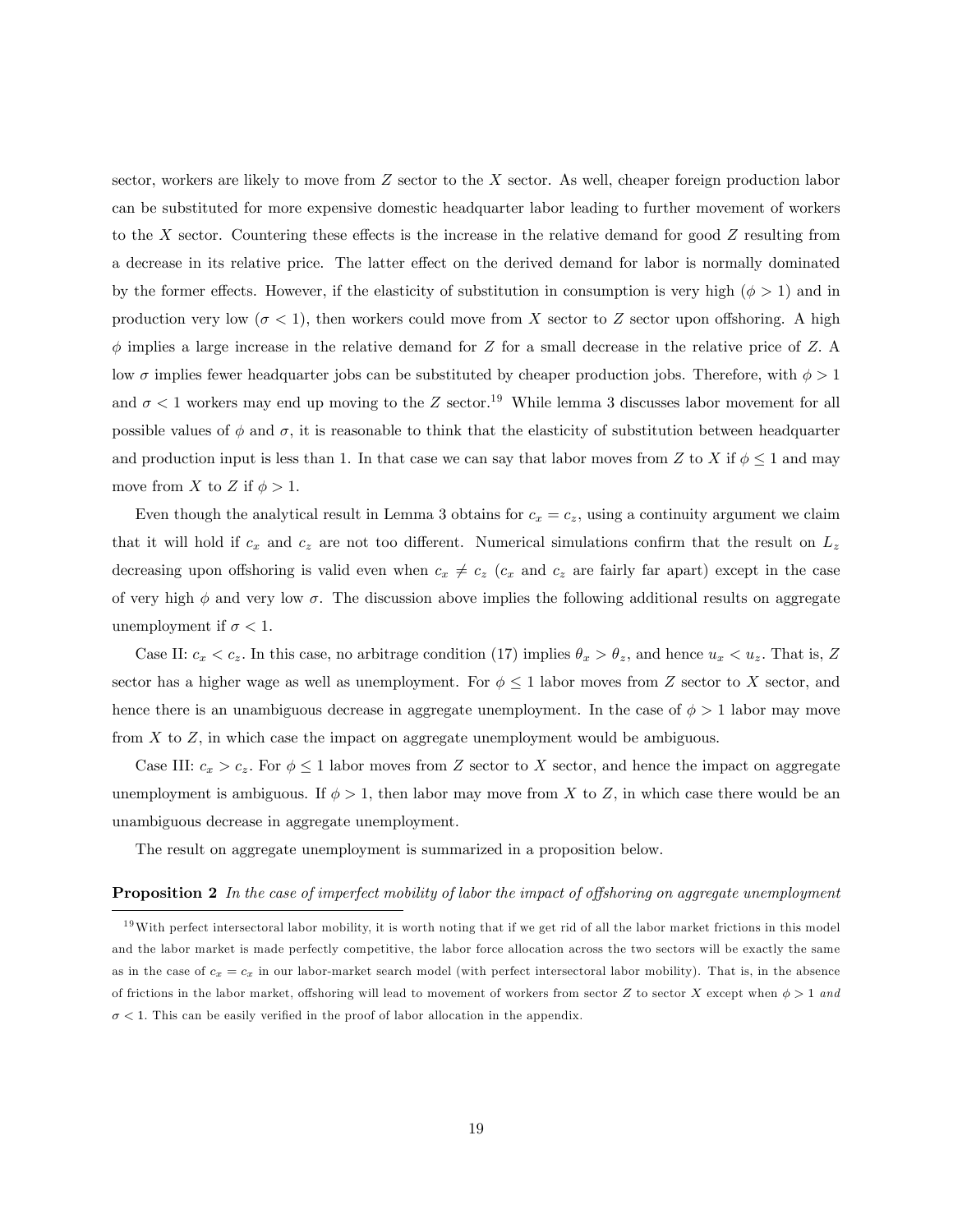sector, workers are likely to move from $Z$ sector to the $X$ sector. As well, cheaper foreign production labor can be substituted for more expensive domestic headquarter labor leading to further movement of workers to the $X$ sector. Countering these effects is the increase in the relative demand for good $Z$ resulting from a decrease in its relative price. The latter effect on the derived demand for labor is normally dominated by the former effects. However, if the elasticity of substitution in consumption is very high ($\phi > 1$) and in production very low ($\sigma < 1$), then workers could move from $X$ sector to $Z$ sector upon offshoring. A high $\phi$ implies a large increase in the relative demand for $Z$ for a small decrease in the relative price of $Z$. A low $\sigma$ implies fewer headquarter jobs can be substituted by cheaper production jobs. Therefore, with $\phi > 1$ and $\sigma < 1$ workers may end up moving to the $Z$ sector.[19] While lemma 3 discusses labor movement for all possible values of $\phi$ and $\sigma$, it is reasonable to think that the elasticity of substitution between headquarter and production input is less than 1. In that case we can say that labor moves from $Z$ to $X$ if $\phi \leq 1$ and may move from $X$ to $Z$ if $\phi > 1$.

Even though the analytical result in Lemma 3 obtains for $c_x = c_z$, using a continuity argument we claim that it will hold if $c_x$ and $c_z$ are not too different. Numerical simulations confirm that the result on $L_z$ decreasing upon offshoring is valid even when $c_x \neq c_z$ ($c_x$ and $c_z$ are fairly far apart) except in the case of very high $\phi$ and very low $\sigma$. The discussion above implies the following additional results on aggregate unemployment if $\sigma < 1$.

Case II: $c_x < c_z$. In this case, no arbitrage condition (17) implies $\theta_x > \theta_z$, and hence $u_x < u_z$. That is, $Z$ sector has a higher wage as well as unemployment. For $\phi \leq 1$ labor moves from $Z$ sector to $X$ sector, and hence there is an unambiguous decrease in aggregate unemployment. In the case of $\phi > 1$ labor may move from $X$ to $Z$, in which case the impact on aggregate unemployment would be ambiguous.

Case III: $c_x > c_z$. For $\phi \leq 1$ labor moves from $Z$ sector to $X$ sector, and hence the impact on aggregate unemployment is ambiguous. If $\phi > 1$, then labor may move from $X$ to $Z$, in which case there would be an unambiguous decrease in aggregate unemployment.

The result on aggregate unemployment is summarized in a proposition below.

**Proposition 2** *In the case of imperfect mobility of labor the impact of offshoring on aggregate unemployment*

[19] With perfect intersectoral labor mobility, it is worth noting that if we get rid of all the labor market frictions in this model and the labor market is made perfectly competitive, the labor force allocation across the two sectors will be exactly the same as in the case of $c_x = c_x$ in our labor-market search model (with perfect intersectoral labor mobility). That is, in the absence of frictions in the labor market, offshoring will lead to movement of workers from sector $Z$ to sector $X$ except when $\phi > 1$ *and* $\sigma < 1$. This can be easily verified in the proof of labor allocation in the appendix.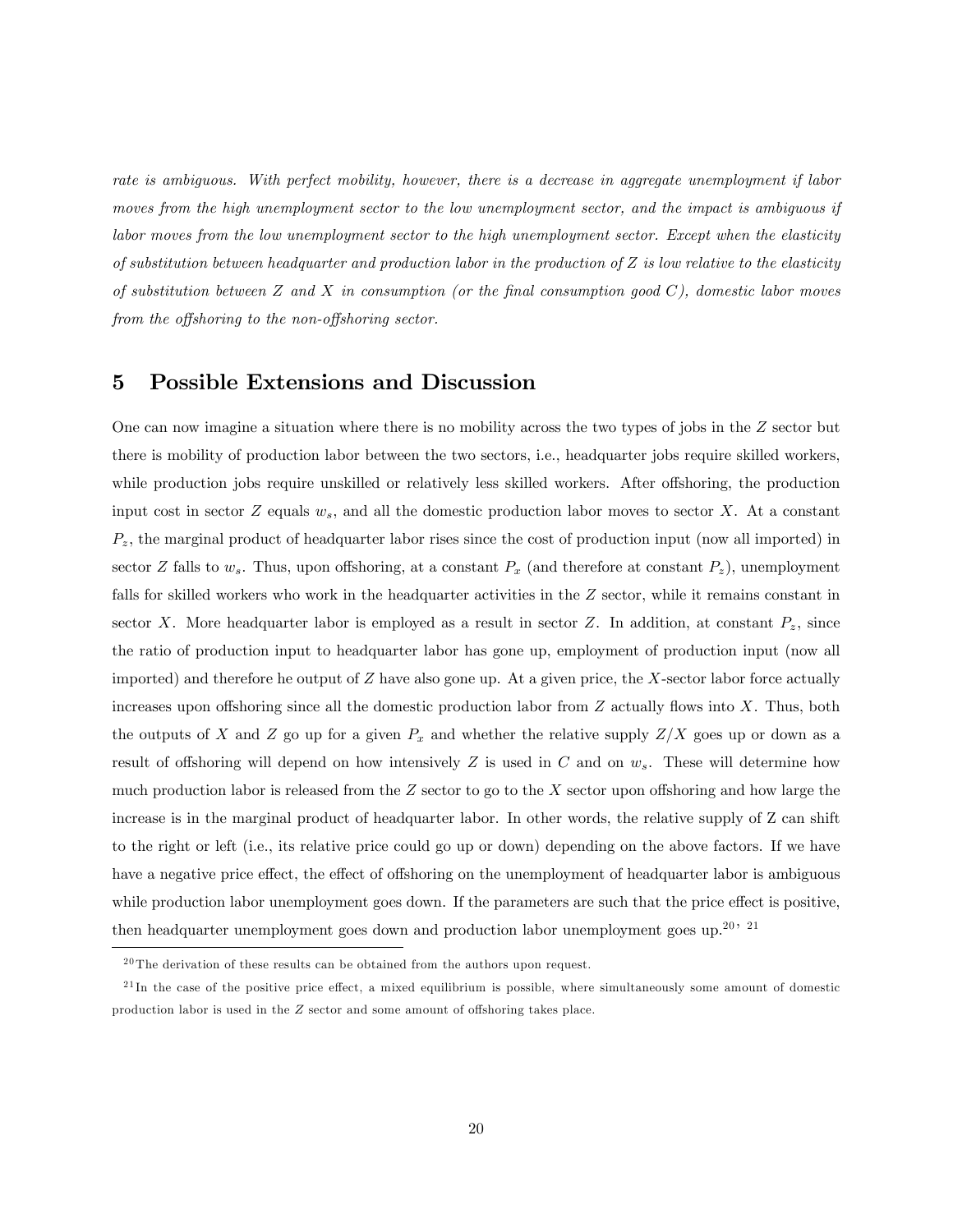*rate is ambiguous. With perfect mobility, however, there is a decrease in aggregate unemployment if labor moves from the high unemployment sector to the low unemployment sector, and the impact is ambiguous if labor moves from the low unemployment sector to the high unemployment sector. Except when the elasticity of substitution between headquarter and production labor in the production of $Z$ is low relative to the elasticity of substitution between $Z$ and $X$ in consumption (or the final consumption good $C$), domestic labor moves from the offshoring to the non-offshoring sector.*

# 5 Possible Extensions and Discussion

One can now imagine a situation where there is no mobility across the two types of jobs in the $Z$ sector but there is mobility of production labor between the two sectors, i.e., headquarter jobs require skilled workers, while production jobs require unskilled or relatively less skilled workers. After offshoring, the production input cost in sector $Z$ equals $w_s$, and all the domestic production labor moves to sector $X$. At a constant $P_z$, the marginal product of headquarter labor rises since the cost of production input (now all imported) in sector $Z$ falls to $w_s$. Thus, upon offshoring, at a constant $P_x$ (and therefore at constant $P_z$), unemployment falls for skilled workers who work in the headquarter activities in the $Z$ sector, while it remains constant in sector $X$. More headquarter labor is employed as a result in sector $Z$. In addition, at constant $P_z$, since the ratio of production input to headquarter labor has gone up, employment of production input (now all imported) and therefore he output of $Z$ have also gone up. At a given price, the $X$-sector labor force actually increases upon offshoring since all the domestic production labor from $Z$ actually flows into $X$. Thus, both the outputs of $X$ and $Z$ go up for a given $P_x$ and whether the relative supply $Z/X$ goes up or down as a result of offshoring will depend on how intensively $Z$ is used in $C$ and on $w_s$. These will determine how much production labor is released from the $Z$ sector to go to the $X$ sector upon offshoring and how large the increase is in the marginal product of headquarter labor. In other words, the relative supply of Z can shift to the right or left (i.e., its relative price could go up or down) depending on the above factors. If we have have a negative price effect, the effect of offshoring on the unemployment of headquarter labor is ambiguous while production labor unemployment goes down. If the parameters are such that the price effect is positive, then headquarter unemployment goes down and production labor unemployment goes up.[20, 21]

[20] The derivation of these results can be obtained from the authors upon request.

[21] In the case of the positive price effect, a mixed equilibrium is possible, where simultaneously some amount of domestic production labor is used in the $Z$ sector and some amount of offshoring takes place.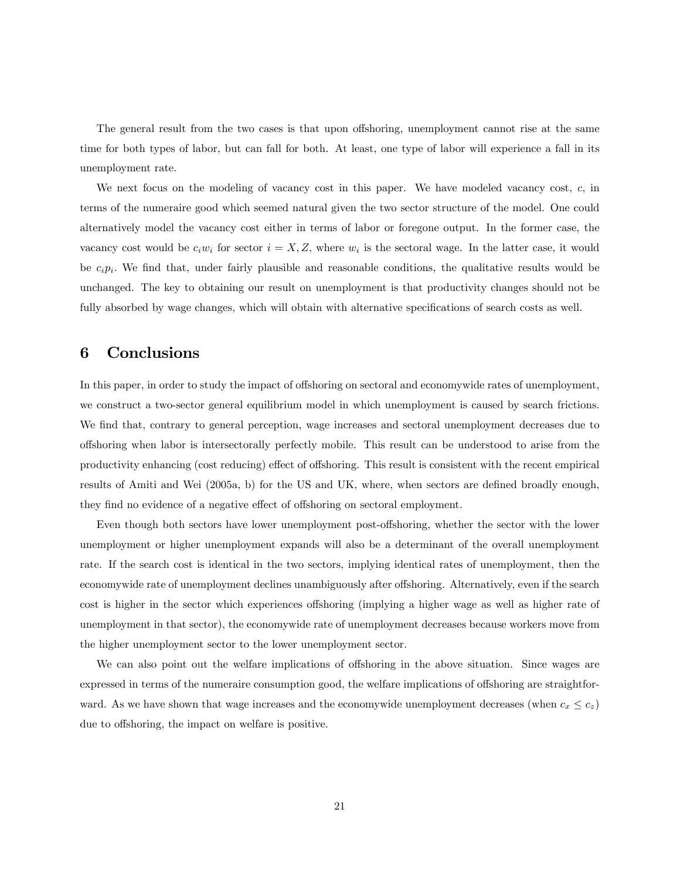The general result from the two cases is that upon offshoring, unemployment cannot rise at the same time for both types of labor, but can fall for both. At least, one type of labor will experience a fall in its unemployment rate.

We next focus on the modeling of vacancy cost in this paper. We have modeled vacancy cost, $c$, in terms of the numeraire good which seemed natural given the two sector structure of the model. One could alternatively model the vacancy cost either in terms of labor or foregone output. In the former case, the vacancy cost would be $c_i w_i$ for sector $i = X, Z$, where $w_i$ is the sectoral wage. In the latter case, it would be $c_i p_i$. We find that, under fairly plausible and reasonable conditions, the qualitative results would be unchanged. The key to obtaining our result on unemployment is that productivity changes should not be fully absorbed by wage changes, which will obtain with alternative specifications of search costs as well.

# 6 Conclusions

In this paper, in order to study the impact of offshoring on sectoral and economywide rates of unemployment, we construct a two-sector general equilibrium model in which unemployment is caused by search frictions. We find that, contrary to general perception, wage increases and sectoral unemployment decreases due to offshoring when labor is intersectorally perfectly mobile. This result can be understood to arise from the productivity enhancing (cost reducing) effect of offshoring. This result is consistent with the recent empirical results of Amiti and Wei (2005a, b) for the US and UK, where, when sectors are defined broadly enough, they find no evidence of a negative effect of offshoring on sectoral employment.

Even though both sectors have lower unemployment post-offshoring, whether the sector with the lower unemployment or higher unemployment expands will also be a determinant of the overall unemployment rate. If the search cost is identical in the two sectors, implying identical rates of unemployment, then the economywide rate of unemployment declines unambiguously after offshoring. Alternatively, even if the search cost is higher in the sector which experiences offshoring (implying a higher wage as well as higher rate of unemployment in that sector), the economywide rate of unemployment decreases because workers move from the higher unemployment sector to the lower unemployment sector.

We can also point out the welfare implications of offshoring in the above situation. Since wages are expressed in terms of the numeraire consumption good, the welfare implications of offshoring are straightforward. As we have shown that wage increases and the economywide unemployment decreases (when $c_x \leq c_z$) due to offshoring, the impact on welfare is positive.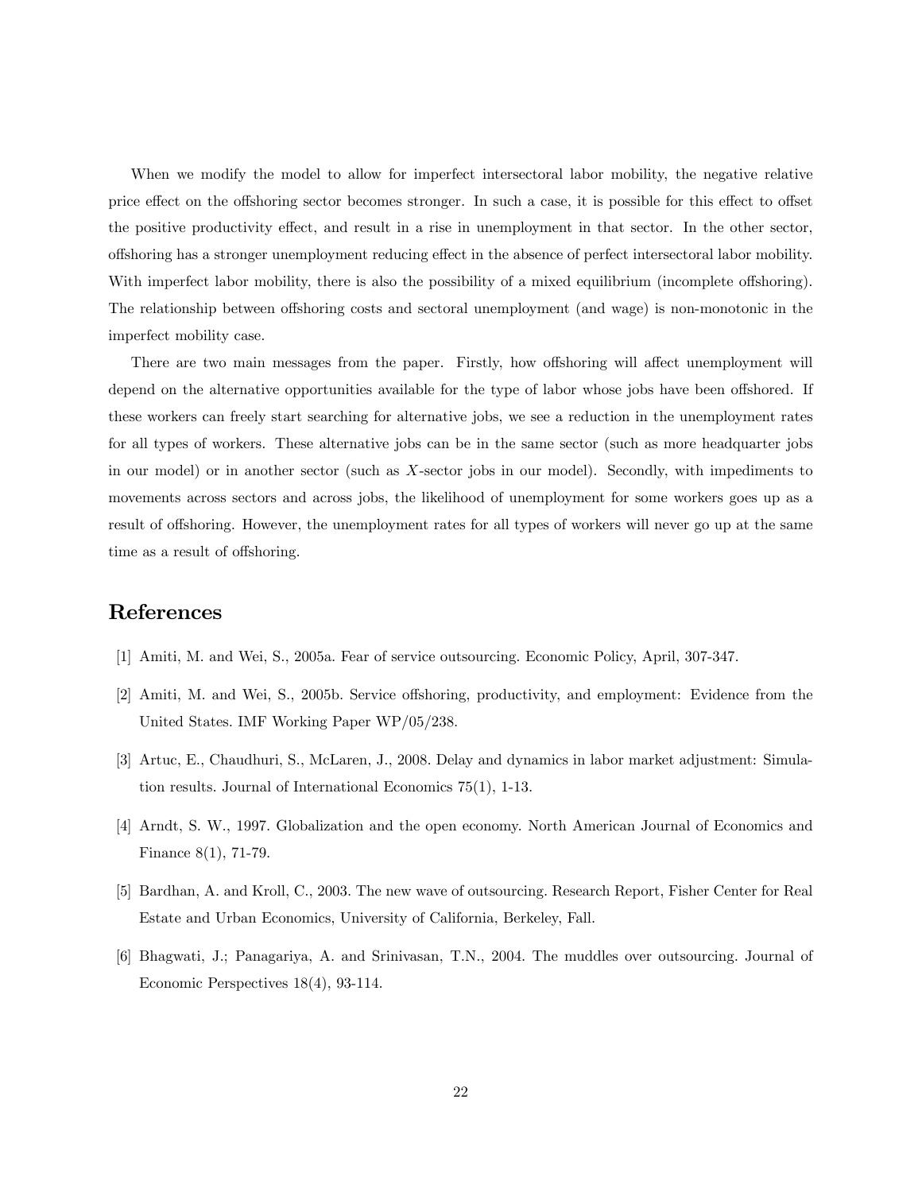When we modify the model to allow for imperfect intersectoral labor mobility, the negative relative price effect on the offshoring sector becomes stronger. In such a case, it is possible for this effect to offset the positive productivity effect, and result in a rise in unemployment in that sector. In the other sector, offshoring has a stronger unemployment reducing effect in the absence of perfect intersectoral labor mobility. With imperfect labor mobility, there is also the possibility of a mixed equilibrium (incomplete offshoring). The relationship between offshoring costs and sectoral unemployment (and wage) is non-monotonic in the imperfect mobility case.

There are two main messages from the paper. Firstly, how offshoring will affect unemployment will depend on the alternative opportunities available for the type of labor whose jobs have been offshored. If these workers can freely start searching for alternative jobs, we see a reduction in the unemployment rates for all types of workers. These alternative jobs can be in the same sector (such as more headquarter jobs in our model) or in another sector (such as $X$-sector jobs in our model). Secondly, with impediments to movements across sectors and across jobs, the likelihood of unemployment for some workers goes up as a result of offshoring. However, the unemployment rates for all types of workers will never go up at the same time as a result of offshoring.

# References

[1] Amiti, M. and Wei, S., 2005a. Fear of service outsourcing. Economic Policy, April, 307-347.

[2] Amiti, M. and Wei, S., 2005b. Service offshoring, productivity, and employment: Evidence from the United States. IMF Working Paper WP/05/238.

[3] Artuc, E., Chaudhuri, S., McLaren, J., 2008. Delay and dynamics in labor market adjustment: Simulation results. Journal of International Economics 75(1), 1-13.

[4] Arndt, S. W., 1997. Globalization and the open economy. North American Journal of Economics and Finance 8(1), 71-79.

[5] Bardhan, A. and Kroll, C., 2003. The new wave of outsourcing. Research Report, Fisher Center for Real Estate and Urban Economics, University of California, Berkeley, Fall.

[6] Bhagwati, J.; Panagariya, A. and Srinivasan, T.N., 2004. The muddles over outsourcing. Journal of Economic Perspectives 18(4), 93-114.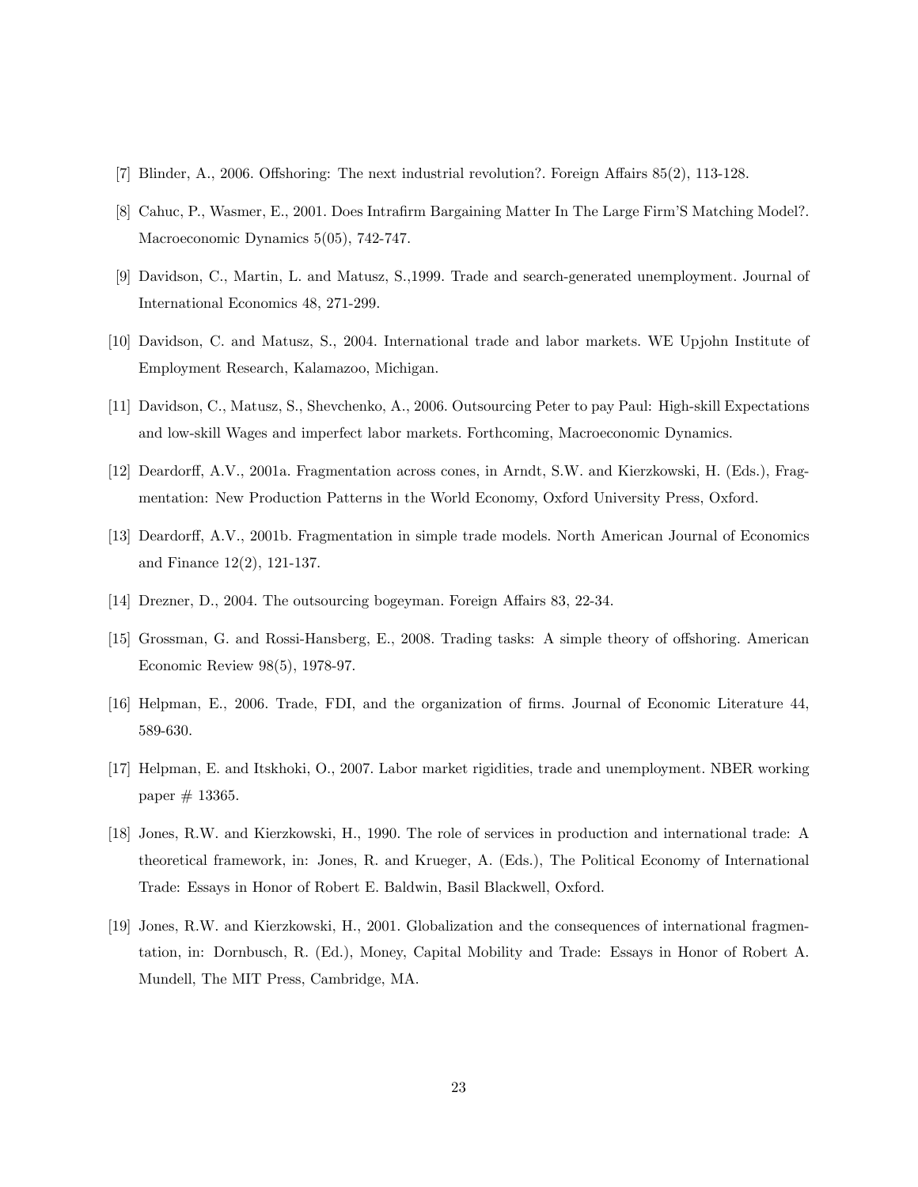[7] Blinder, A., 2006. Offshoring: The next industrial revolution?. Foreign Affairs 85(2), 113-128.

[8] Cahuc, P., Wasmer, E., 2001. Does Intrafirm Bargaining Matter In The Large Firm'S Matching Model?. Macroeconomic Dynamics 5(05), 742-747.

[9] Davidson, C., Martin, L. and Matusz, S.,1999. Trade and search-generated unemployment. Journal of International Economics 48, 271-299.

[10] Davidson, C. and Matusz, S., 2004. International trade and labor markets. WE Upjohn Institute of Employment Research, Kalamazoo, Michigan.

[11] Davidson, C., Matusz, S., Shevchenko, A., 2006. Outsourcing Peter to pay Paul: High-skill Expectations and low-skill Wages and imperfect labor markets. Forthcoming, Macroeconomic Dynamics.

[12] Deardorff, A.V., 2001a. Fragmentation across cones, in Arndt, S.W. and Kierzkowski, H. (Eds.), Fragmentation: New Production Patterns in the World Economy, Oxford University Press, Oxford.

[13] Deardorff, A.V., 2001b. Fragmentation in simple trade models. North American Journal of Economics and Finance 12(2), 121-137.

[14] Drezner, D., 2004. The outsourcing bogeyman. Foreign Affairs 83, 22-34.

[15] Grossman, G. and Rossi-Hansberg, E., 2008. Trading tasks: A simple theory of offshoring. American Economic Review 98(5), 1978-97.

[16] Helpman, E., 2006. Trade, FDI, and the organization of firms. Journal of Economic Literature 44, 589-630.

[17] Helpman, E. and Itskhoki, O., 2007. Labor market rigidities, trade and unemployment. NBER working paper # 13365.

[18] Jones, R.W. and Kierzkowski, H., 1990. The role of services in production and international trade: A theoretical framework, in: Jones, R. and Krueger, A. (Eds.), The Political Economy of International Trade: Essays in Honor of Robert E. Baldwin, Basil Blackwell, Oxford.

[19] Jones, R.W. and Kierzkowski, H., 2001. Globalization and the consequences of international fragmentation, in: Dornbusch, R. (Ed.), Money, Capital Mobility and Trade: Essays in Honor of Robert A. Mundell, The MIT Press, Cambridge, MA.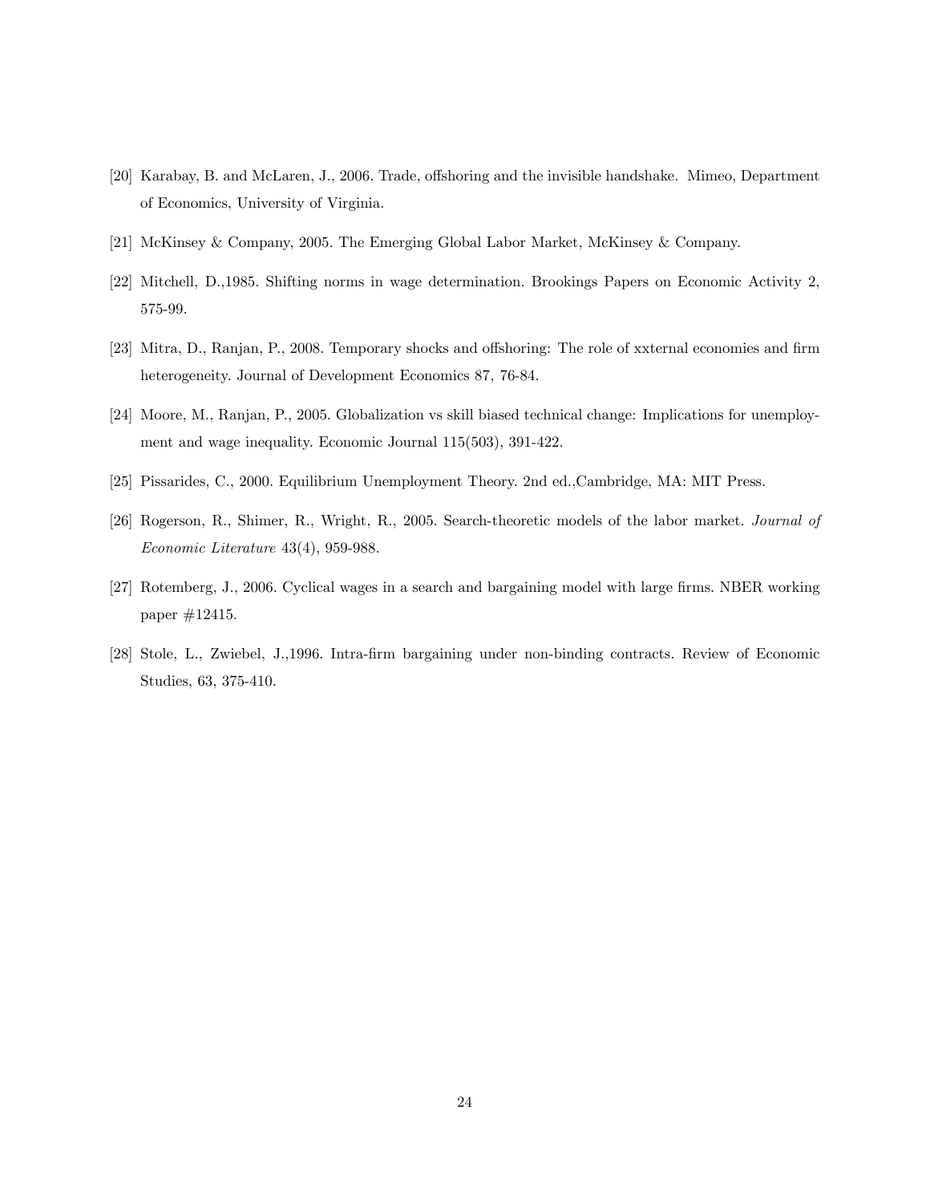[20] Karabay, B. and McLaren, J., 2006. Trade, offshoring and the invisible handshake. Mimeo, Department of Economics, University of Virginia.

[21] McKinsey & Company, 2005. The Emerging Global Labor Market, McKinsey & Company.

[22] Mitchell, D.,1985. Shifting norms in wage determination. Brookings Papers on Economic Activity 2, 575-99.

[23] Mitra, D., Ranjan, P., 2008. Temporary shocks and offshoring: The role of xxternal economies and firm heterogeneity. Journal of Development Economics 87, 76-84.

[24] Moore, M., Ranjan, P., 2005. Globalization vs skill biased technical change: Implications for unemployment and wage inequality. Economic Journal 115(503), 391-422.

[25] Pissarides, C., 2000. Equilibrium Unemployment Theory. 2nd ed.,Cambridge, MA: MIT Press.

[26] Rogerson, R., Shimer, R., Wright, R., 2005. Search-theoretic models of the labor market. *Journal of Economic Literature* 43(4), 959-988.

[27] Rotemberg, J., 2006. Cyclical wages in a search and bargaining model with large firms. NBER working paper #12415.

[28] Stole, L., Zwiebel, J.,1996. Intra-firm bargaining under non-binding contracts. Review of Economic Studies, 63, 375-410.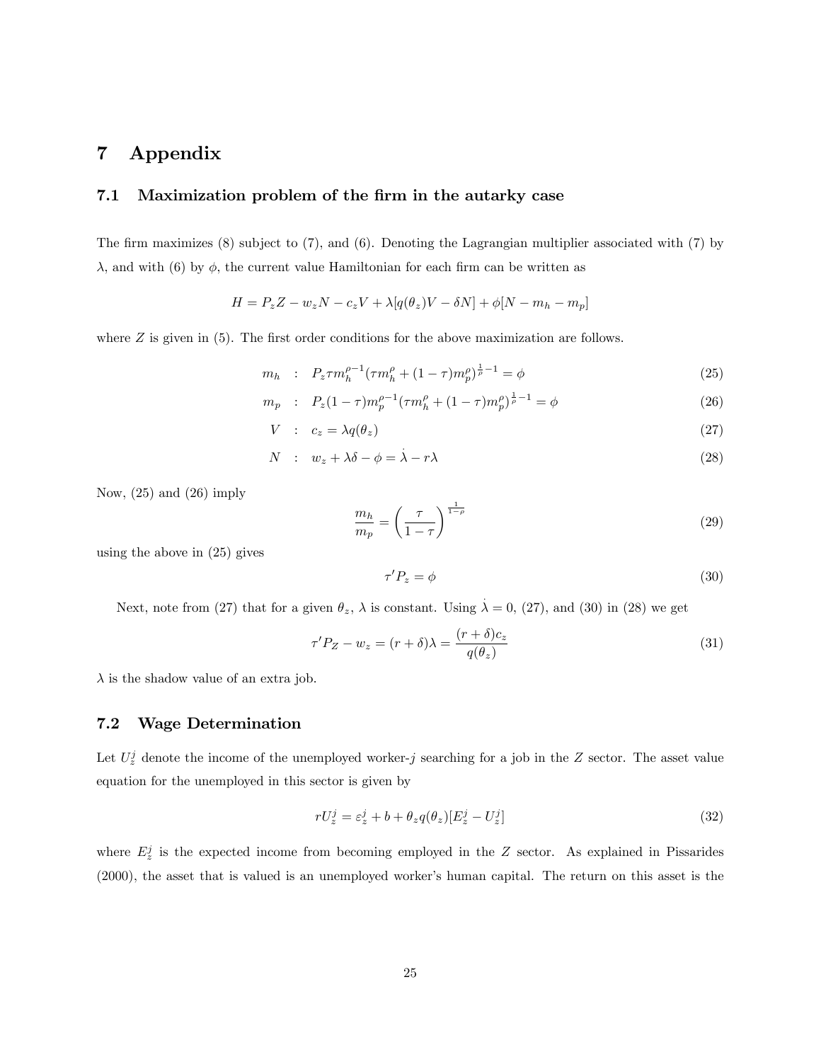# 7 Appendix

## 7.1 Maximization problem of the firm in the autarky case

The firm maximizes (8) subject to (7), and (6). Denoting the Lagrangian multiplier associated with (7) by $\lambda$, and with (6) by $\phi$, the current value Hamiltonian for each firm can be written as

$$H = P_z Z - w_z N - c_z V + \lambda[q(\theta_z)V - \delta N] + \phi[N - m_h - m_p]$$

where $Z$ is given in (5). The first order conditions for the above maximization are follows.

$$m_h \quad : \quad P_z \tau m_h^{\rho-1}(\tau m_h^\rho + (1-\tau)m_p^\rho)^{\frac{1}{\rho}-1} = \phi \tag{25}$$

$$m_p \quad : \quad P_z(1-\tau) m_p^{\rho-1}(\tau m_h^\rho + (1-\tau)m_p^\rho)^{\frac{1}{\rho}-1} = \phi \tag{26}$$

$$V \quad : \quad c_z = \lambda q(\theta_z) \tag{27}$$

$$N \quad : \quad w_z + \lambda\delta - \phi = \dot{\lambda} - r\lambda \tag{28}$$

Now, (25) and (26) imply

$$\frac{m_h}{m_p} = \left(\frac{\tau}{1-\tau}\right)^{\frac{1}{1-\rho}} \tag{29}$$

using the above in (25) gives

$$\tau' P_z = \phi \tag{30}$$

Next, note from (27) that for a given $\theta_z$, $\lambda$ is constant. Using $\dot{\lambda} = 0$, (27), and (30) in (28) we get

$$\tau' P_Z - w_z = (r+\delta)\lambda = \frac{(r+\delta)c_z}{q(\theta_z)} \tag{31}$$

$\lambda$ is the shadow value of an extra job.

## 7.2 Wage Determination

Let $U_z^j$ denote the income of the unemployed worker-$j$ searching for a job in the $Z$ sector. The asset value equation for the unemployed in this sector is given by

$$rU_z^j = \varepsilon_z^j + b + \theta_z q(\theta_z)[E_z^j - U_z^j] \tag{32}$$

where $E_z^j$ is the expected income from becoming employed in the $Z$ sector. As explained in Pissarides (2000), the asset that is valued is an unemployed worker's human capital. The return on this asset is the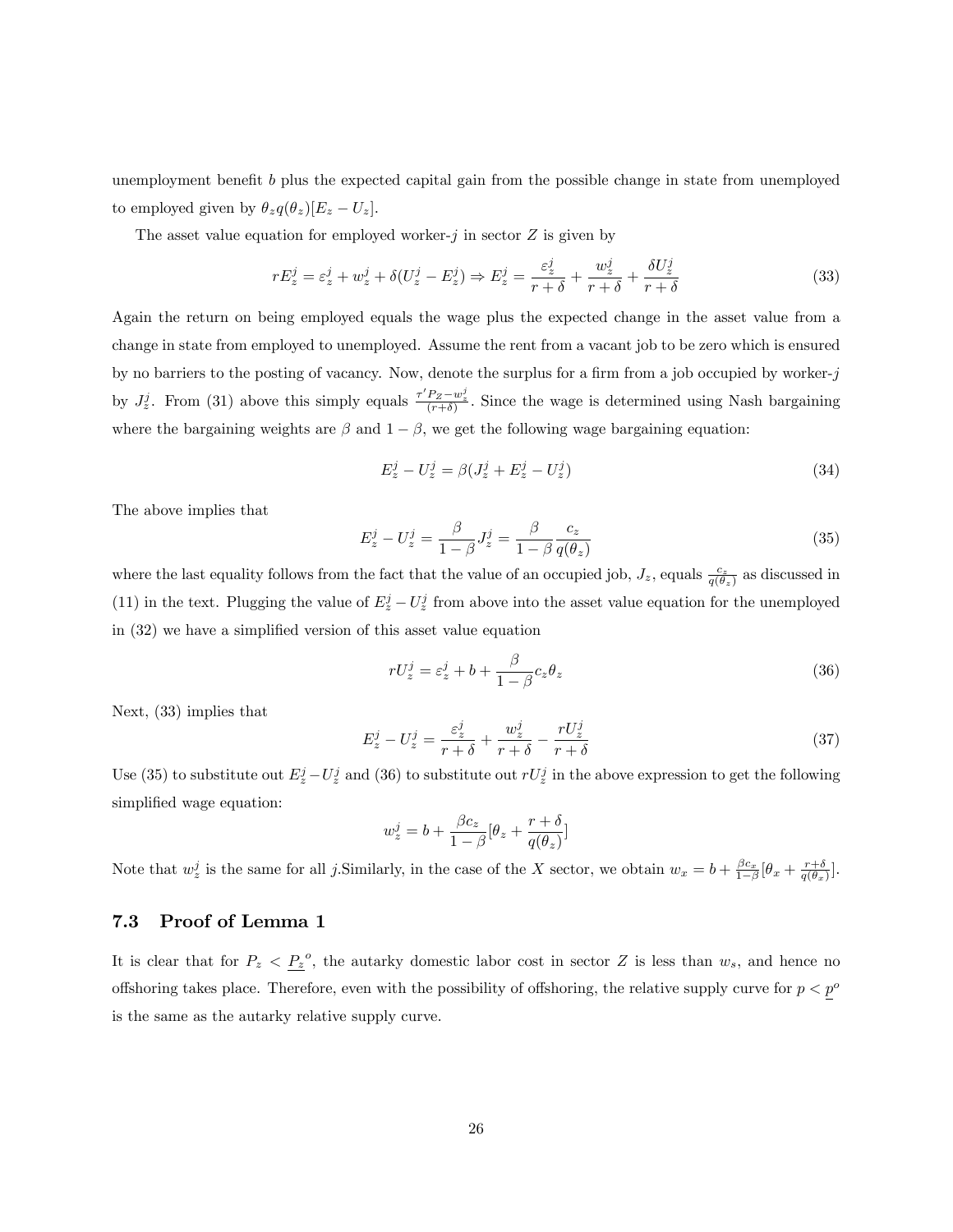unemployment benefit $b$ plus the expected capital gain from the possible change in state from unemployed to employed given by $\theta_z q(\theta_z)[E_z - U_z]$.

The asset value equation for employed worker-$j$ in sector $Z$ is given by

$$rE_z^j = \varepsilon_z^j + w_z^j + \delta(U_z^j - E_z^j) \Rightarrow E_z^j = \frac{\varepsilon_z^j}{r+\delta} + \frac{w_z^j}{r+\delta} + \frac{\delta U_z^j}{r+\delta} \tag{33}$$

Again the return on being employed equals the wage plus the expected change in the asset value from a change in state from employed to unemployed. Assume the rent from a vacant job to be zero which is ensured by no barriers to the posting of vacancy. Now, denote the surplus for a firm from a job occupied by worker-$j$ by $J_z^j$. From (31) above this simply equals $\frac{\tau' P_Z - w_z^j}{(r+\delta)}$. Since the wage is determined using Nash bargaining where the bargaining weights are $\beta$ and $1-\beta$, we get the following wage bargaining equation:

$$E_z^j - U_z^j = \beta(J_z^j + E_z^j - U_z^j) \tag{34}$$

The above implies that

$$E_z^j - U_z^j = \frac{\beta}{1-\beta} J_z^j = \frac{\beta}{1-\beta}\frac{c_z}{q(\theta_z)} \tag{35}$$

where the last equality follows from the fact that the value of an occupied job, $J_z$, equals $\frac{c_z}{q(\theta_z)}$ as discussed in (11) in the text. Plugging the value of $E_z^j - U_z^j$ from above into the asset value equation for the unemployed in (32) we have a simplified version of this asset value equation

$$rU_z^j = \varepsilon_z^j + b + \frac{\beta}{1-\beta} c_z \theta_z \tag{36}$$

Next, (33) implies that

$$E_z^j - U_z^j = \frac{\varepsilon_z^j}{r+\delta} + \frac{w_z^j}{r+\delta} - \frac{rU_z^j}{r+\delta} \tag{37}$$

Use (35) to substitute out $E_z^j - U_z^j$ and (36) to substitute out $rU_z^j$ in the above expression to get the following simplified wage equation:

$$w_z^j = b + \frac{\beta c_z}{1-\beta}[\theta_z + \frac{r+\delta}{q(\theta_z)}]$$

Note that $w_z^j$ is the same for all $j$.Similarly, in the case of the $X$ sector, we obtain $w_x = b + \frac{\beta c_x}{1-\beta}[\theta_x + \frac{r+\delta}{q(\theta_x)}]$.

### 7.3 Proof of Lemma 1

It is clear that for $P_z < \underline{P_z}^o$, the autarky domestic labor cost in sector $Z$ is less than $w_s$, and hence no offshoring takes place. Therefore, even with the possibility of offshoring, the relative supply curve for $p < \underline{p}^o$ is the same as the autarky relative supply curve.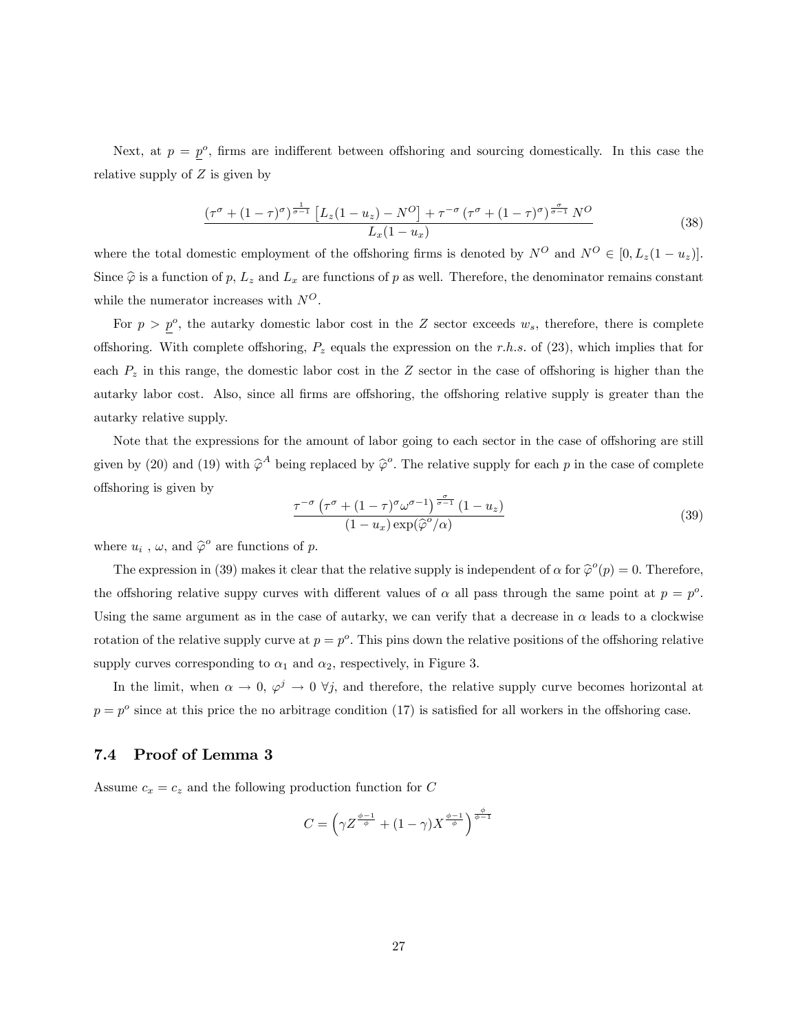Next, at $p = \underline{p}^o$, firms are indifferent between offshoring and sourcing domestically. In this case the relative supply of $Z$ is given by

$$\frac{(\tau^\sigma + (1-\tau)^\sigma)^{\frac{1}{\sigma-1}} \left[L_z(1-u_z) - N^O\right] + \tau^{-\sigma} \left(\tau^\sigma + (1-\tau)^\sigma\right)^{\frac{\sigma}{\sigma-1}} N^O}{L_x(1-u_x)} \tag{38}$$

where the total domestic employment of the offshoring firms is denoted by $N^O$ and $N^O \in [0, L_z(1-u_z)]$. Since $\widehat{\varphi}$ is a function of $p$, $L_z$ and $L_x$ are functions of $p$ as well. Therefore, the denominator remains constant while the numerator increases with $N^O$.

For $p > \underline{p}^o$, the autarky domestic labor cost in the $Z$ sector exceeds $w_s$, therefore, there is complete offshoring. With complete offshoring, $P_z$ equals the expression on the *r.h.s.* of (23), which implies that for each $P_z$ in this range, the domestic labor cost in the $Z$ sector in the case of offshoring is higher than the autarky labor cost. Also, since all firms are offshoring, the offshoring relative supply is greater than the autarky relative supply.

Note that the expressions for the amount of labor going to each sector in the case of offshoring are still given by (20) and (19) with $\widehat{\varphi}^A$ being replaced by $\widehat{\varphi}^o$. The relative supply for each $p$ in the case of complete offshoring is given by

$$\frac{\tau^{-\sigma} \left(\tau^\sigma + (1-\tau)^\sigma \omega^{\sigma-1}\right)^{\frac{\sigma}{\sigma-1}} (1-u_z)}{(1-u_x)\exp(\widehat{\varphi}^o/\alpha)} \tag{39}$$

where $u_i$ , $\omega$, and $\widehat{\varphi}^o$ are functions of $p$.

The expression in (39) makes it clear that the relative supply is independent of $\alpha$ for $\widehat{\varphi}^o(p) = 0$. Therefore, the offshoring relative suppy curves with different values of $\alpha$ all pass through the same point at $p = p^o$. Using the same argument as in the case of autarky, we can verify that a decrease in $\alpha$ leads to a clockwise rotation of the relative supply curve at $p = p^o$. This pins down the relative positions of the offshoring relative supply curves corresponding to $\alpha_1$ and $\alpha_2$, respectively, in Figure 3.

In the limit, when $\alpha \to 0$, $\varphi^j \to 0 \ \forall j$, and therefore, the relative supply curve becomes horizontal at $p = p^o$ since at this price the no arbitrage condition (17) is satisfied for all workers in the offshoring case.

### 7.4 Proof of Lemma 3

Assume $c_x = c_z$ and the following production function for $C$

$$C = \left(\gamma Z^{\frac{\phi-1}{\phi}} + (1-\gamma) X^{\frac{\phi-1}{\phi}}\right)^{\frac{\phi}{\phi-1}}$$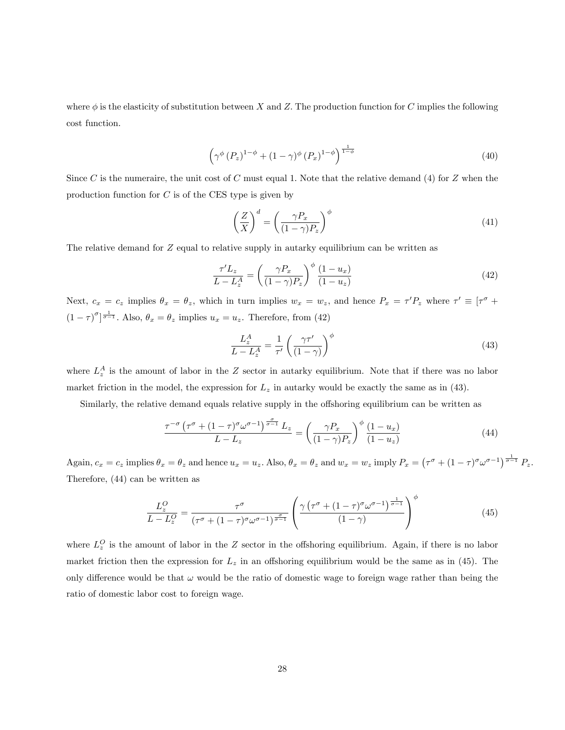where $\phi$ is the elasticity of substitution between $X$ and $Z$. The production function for $C$ implies the following cost function.

$$\left(\gamma^{\phi}\left(P_z\right)^{1-\phi}+(1-\gamma)^{\phi}\left(P_x\right)^{1-\phi}\right)^{\frac{1}{1-\phi}} \tag{40}$$

Since $C$ is the numeraire, the unit cost of $C$ must equal 1. Note that the relative demand (4) for $Z$ when the production function for $C$ is of the CES type is given by

$$\left(\frac{Z}{X}\right)^{d}=\left(\frac{\gamma P_x}{(1-\gamma)P_z}\right)^{\phi} \tag{41}$$

The relative demand for $Z$ equal to relative supply in autarky equilibrium can be written as

$$\frac{\tau' L_z}{L-L_z^A}=\left(\frac{\gamma P_x}{(1-\gamma)P_z}\right)^{\phi}\frac{(1-u_x)}{(1-u_z)} \tag{42}$$

Next, $c_x = c_z$ implies $\theta_x = \theta_z$, which in turn implies $w_x = w_z$, and hence $P_x = \tau' P_z$ where $\tau' \equiv [\tau^{\sigma} + (1-\tau)^{\sigma}]^{\frac{1}{\sigma-1}}$. Also, $\theta_x = \theta_z$ implies $u_x = u_z$. Therefore, from (42)

$$\frac{L_z^A}{L-L_z^A}=\frac{1}{\tau'}\left(\frac{\gamma\tau'}{(1-\gamma)}\right)^{\phi} \tag{43}$$

where $L_z^A$ is the amount of labor in the $Z$ sector in autarky equilibrium. Note that if there was no labor market friction in the model, the expression for $L_z$ in autarky would be exactly the same as in (43).

Similarly, the relative demand equals relative supply in the offshoring equilibrium can be written as

$$\frac{\tau^{-\sigma}\left(\tau^{\sigma}+(1-\tau)^{\sigma}\omega^{\sigma-1}\right)^{\frac{\sigma}{\sigma-1}}L_z}{L-L_z}=\left(\frac{\gamma P_x}{(1-\gamma)P_z}\right)^{\phi}\frac{(1-u_x)}{(1-u_z)} \tag{44}$$

Again, $c_x = c_z$ implies $\theta_x = \theta_z$ and hence $u_x = u_z$. Also, $\theta_x = \theta_z$ and $w_x = w_z$ imply $P_x = \left(\tau^{\sigma}+(1-\tau)^{\sigma}\omega^{\sigma-1}\right)^{\frac{1}{\sigma-1}}P_z$. Therefore, (44) can be written as

$$\frac{L_z^O}{L-L_z^O}=\frac{\tau^{\sigma}}{\left(\tau^{\sigma}+(1-\tau)^{\sigma}\omega^{\sigma-1}\right)^{\frac{\sigma}{\sigma-1}}}\left(\frac{\gamma\left(\tau^{\sigma}+(1-\tau)^{\sigma}\omega^{\sigma-1}\right)^{\frac{1}{\sigma-1}}}{(1-\gamma)}\right)^{\phi} \tag{45}$$

where $L_z^O$ is the amount of labor in the $Z$ sector in the offshoring equilibrium. Again, if there is no labor market friction then the expression for $L_z$ in an offshoring equilibrium would be the same as in (45). The only difference would be that $\omega$ would be the ratio of domestic wage to foreign wage rather than being the ratio of domestic labor cost to foreign wage.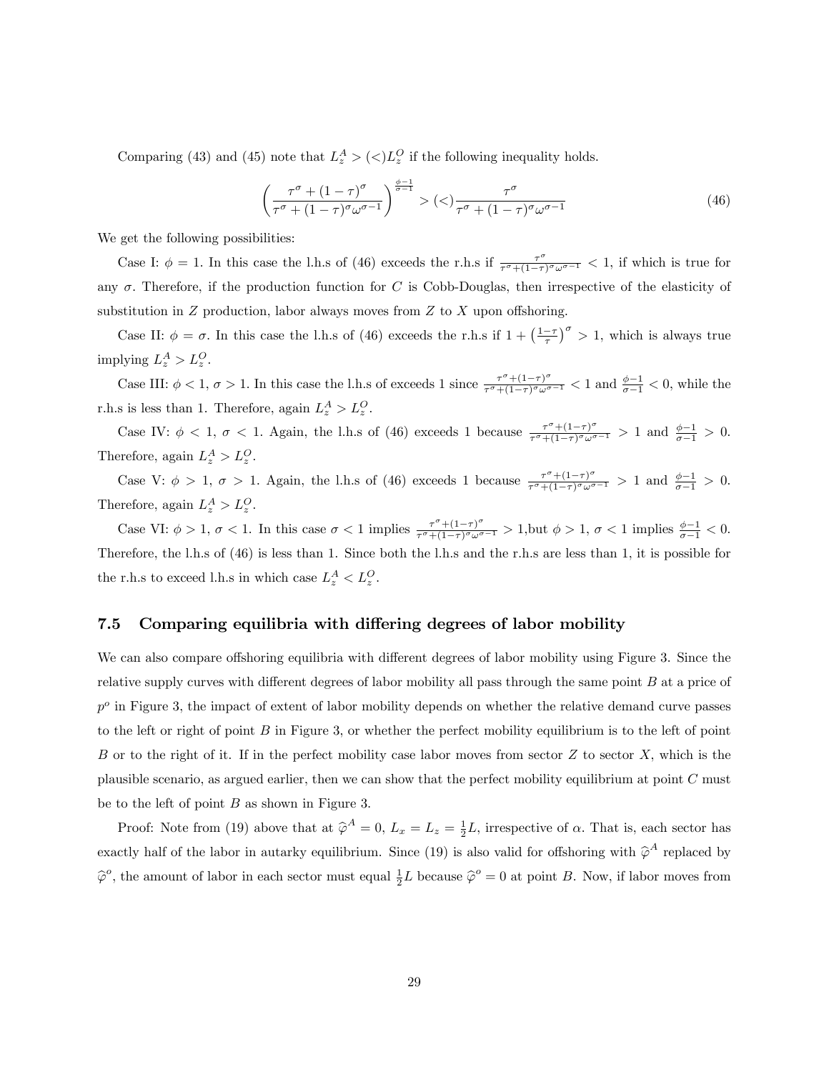Comparing (43) and (45) note that $L_z^A > (<) L_z^O$ if the following inequality holds.

$$\left(\frac{\tau^\sigma + (1-\tau)^\sigma}{\tau^\sigma + (1-\tau)^\sigma \omega^{\sigma-1}}\right)^{\frac{\phi-1}{\sigma-1}} > (<) \frac{\tau^\sigma}{\tau^\sigma + (1-\tau)^\sigma \omega^{\sigma-1}} \tag{46}$$

We get the following possibilities:

Case I: $\phi = 1$. In this case the l.h.s of (46) exceeds the r.h.s if $\frac{\tau^\sigma}{\tau^\sigma+(1-\tau)^\sigma\omega^{\sigma-1}} < 1$, if which is true for any $\sigma$. Therefore, if the production function for $C$ is Cobb-Douglas, then irrespective of the elasticity of substitution in $Z$ production, labor always moves from $Z$ to $X$ upon offshoring.

Case II: $\phi = \sigma$. In this case the l.h.s of (46) exceeds the r.h.s if $1 + \left(\frac{1-\tau}{\tau}\right)^\sigma > 1$, which is always true implying $L_z^A > L_z^O$.

Case III: $\phi < 1$, $\sigma > 1$. In this case the l.h.s of exceeds 1 since $\frac{\tau^\sigma+(1-\tau)^\sigma}{\tau^\sigma+(1-\tau)^\sigma\omega^{\sigma-1}} < 1$ and $\frac{\phi-1}{\sigma-1} < 0$, while the r.h.s is less than 1. Therefore, again $L_z^A > L_z^O$.

Case IV: $\phi < 1$, $\sigma < 1$. Again, the l.h.s of (46) exceeds 1 because $\frac{\tau^\sigma+(1-\tau)^\sigma}{\tau^\sigma+(1-\tau)^\sigma\omega^{\sigma-1}} > 1$ and $\frac{\phi-1}{\sigma-1} > 0$. Therefore, again $L_z^A > L_z^O$.

Case V: $\phi > 1$, $\sigma > 1$. Again, the l.h.s of (46) exceeds 1 because $\frac{\tau^\sigma+(1-\tau)^\sigma}{\tau^\sigma+(1-\tau)^\sigma\omega^{\sigma-1}} > 1$ and $\frac{\phi-1}{\sigma-1} > 0$. Therefore, again $L_z^A > L_z^O$.

Case VI: $\phi > 1$, $\sigma < 1$. In this case $\sigma < 1$ implies $\frac{\tau^\sigma+(1-\tau)^\sigma}{\tau^\sigma+(1-\tau)^\sigma\omega^{\sigma-1}} > 1$,but $\phi > 1$, $\sigma < 1$ implies $\frac{\phi-1}{\sigma-1} < 0$. Therefore, the l.h.s of (46) is less than 1. Since both the l.h.s and the r.h.s are less than 1, it is possible for the r.h.s to exceed l.h.s in which case $L_z^A < L_z^O$.

## 7.5 Comparing equilibria with differing degrees of labor mobility

We can also compare offshoring equilibria with different degrees of labor mobility using Figure 3. Since the relative supply curves with different degrees of labor mobility all pass through the same point $B$ at a price of $p^o$ in Figure 3, the impact of extent of labor mobility depends on whether the relative demand curve passes to the left or right of point $B$ in Figure 3, or whether the perfect mobility equilibrium is to the left of point $B$ or to the right of it. If in the perfect mobility case labor moves from sector $Z$ to sector $X$, which is the plausible scenario, as argued earlier, then we can show that the perfect mobility equilibrium at point $C$ must be to the left of point $B$ as shown in Figure 3.

Proof: Note from (19) above that at $\widehat{\varphi}^A = 0$, $L_x = L_z = \frac{1}{2}L$, irrespective of $\alpha$. That is, each sector has exactly half of the labor in autarky equilibrium. Since (19) is also valid for offshoring with $\widehat{\varphi}^A$ replaced by $\widehat{\varphi}^o$, the amount of labor in each sector must equal $\frac{1}{2}L$ because $\widehat{\varphi}^o = 0$ at point $B$. Now, if labor moves from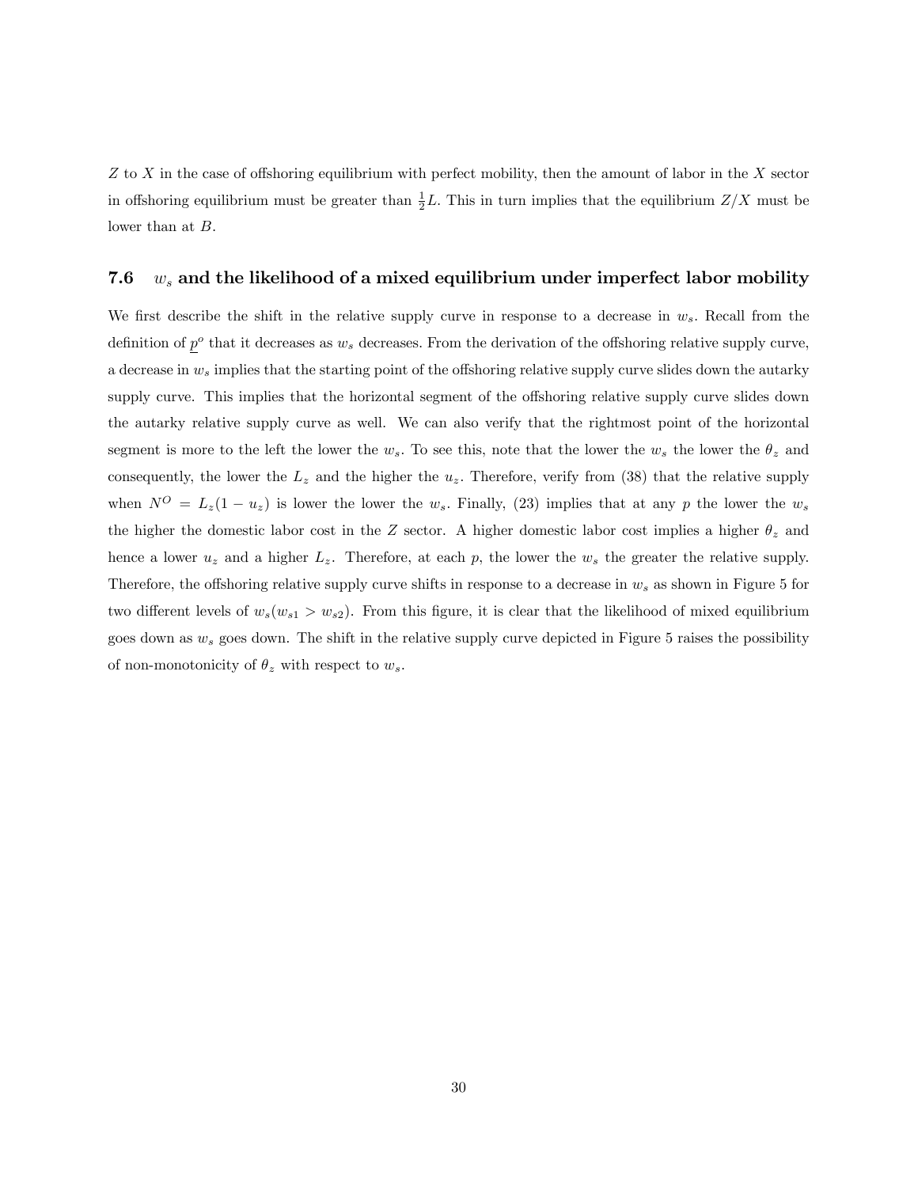$Z$ to $X$ in the case of offshoring equilibrium with perfect mobility, then the amount of labor in the $X$ sector in offshoring equilibrium must be greater than $\frac{1}{2}L$. This in turn implies that the equilibrium $Z/X$ must be lower than at $B$.

### 7.6 $w_s$ and the likelihood of a mixed equilibrium under imperfect labor mobility

We first describe the shift in the relative supply curve in response to a decrease in $w_s$. Recall from the definition of $\underline{p}^o$ that it decreases as $w_s$ decreases. From the derivation of the offshoring relative supply curve, a decrease in $w_s$ implies that the starting point of the offshoring relative supply curve slides down the autarky supply curve. This implies that the horizontal segment of the offshoring relative supply curve slides down the autarky relative supply curve as well. We can also verify that the rightmost point of the horizontal segment is more to the left the lower the $w_s$. To see this, note that the lower the $w_s$ the lower the $\theta_z$ and consequently, the lower the $L_z$ and the higher the $u_z$. Therefore, verify from (38) that the relative supply when $N^O = L_z(1 - u_z)$ is lower the lower the $w_s$. Finally, (23) implies that at any $p$ the lower the $w_s$ the higher the domestic labor cost in the $Z$ sector. A higher domestic labor cost implies a higher $\theta_z$ and hence a lower $u_z$ and a higher $L_z$. Therefore, at each $p$, the lower the $w_s$ the greater the relative supply. Therefore, the offshoring relative supply curve shifts in response to a decrease in $w_s$ as shown in Figure 5 for two different levels of $w_s (w_{s1} > w_{s2})$. From this figure, it is clear that the likelihood of mixed equilibrium goes down as $w_s$ goes down. The shift in the relative supply curve depicted in Figure 5 raises the possibility of non-monotonicity of $\theta_z$ with respect to $w_s$.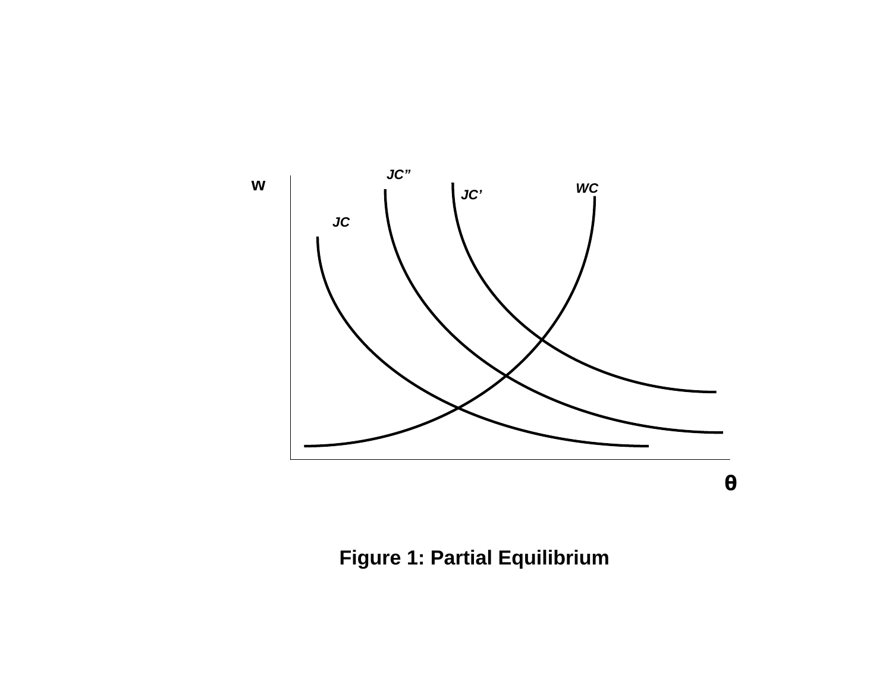Figure 1: Partial Equilibrium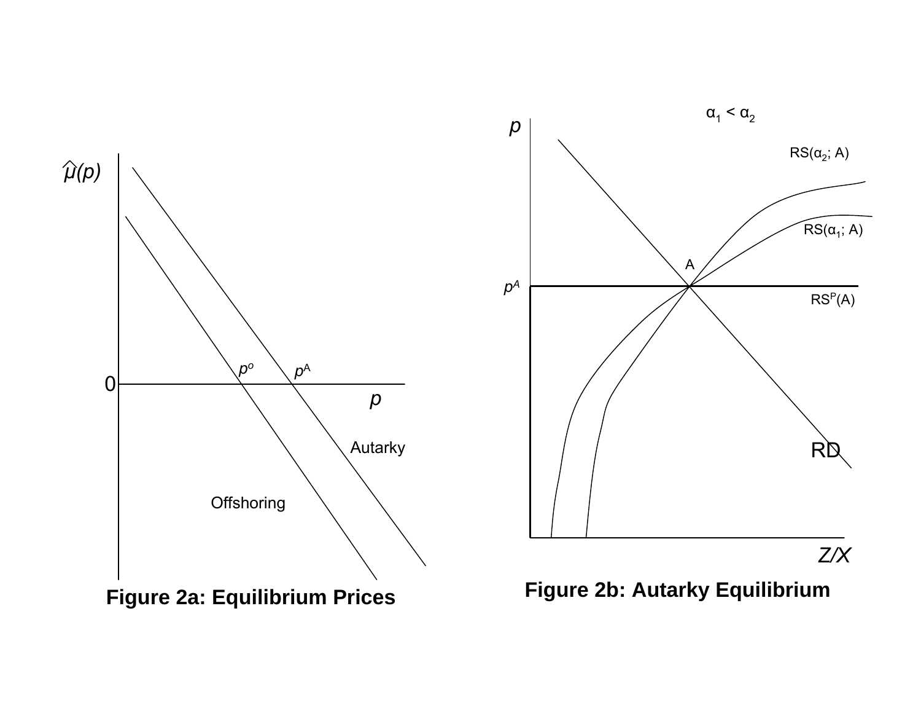Figure 2a: Equilibrium Prices

Figure 2b: Autarky Equilibrium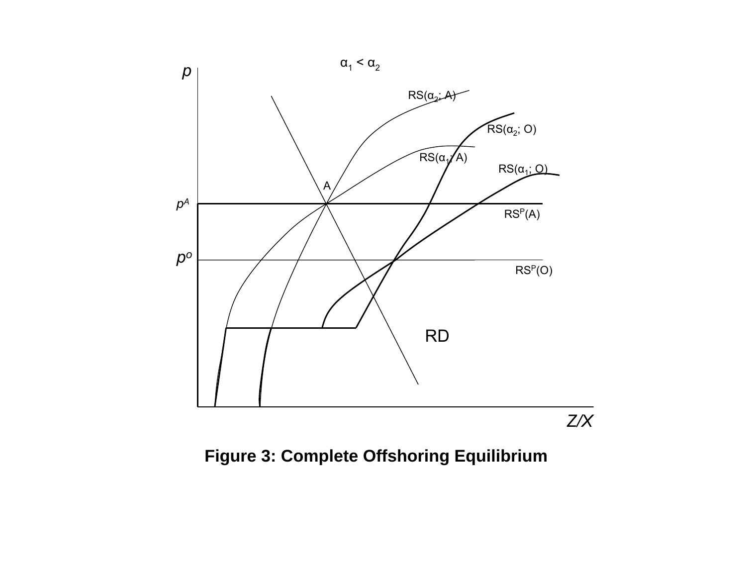**Figure 3: Complete Offshoring Equilibrium**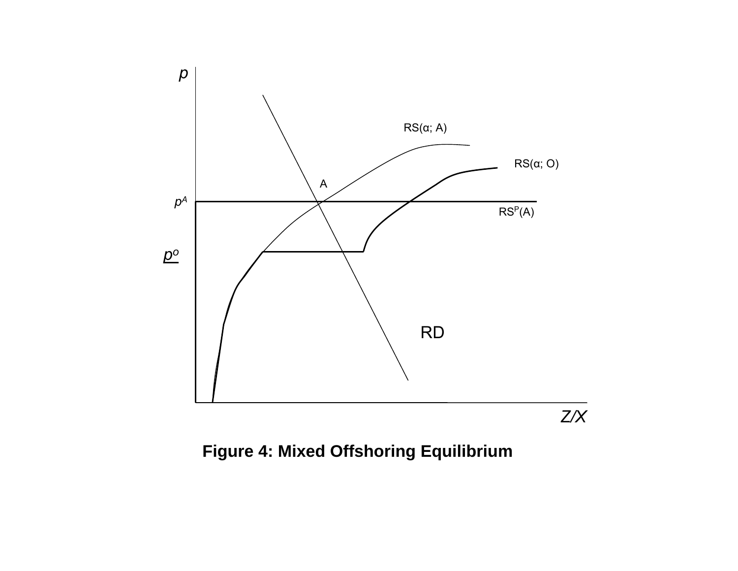**Figure 4: Mixed Offshoring Equilibrium**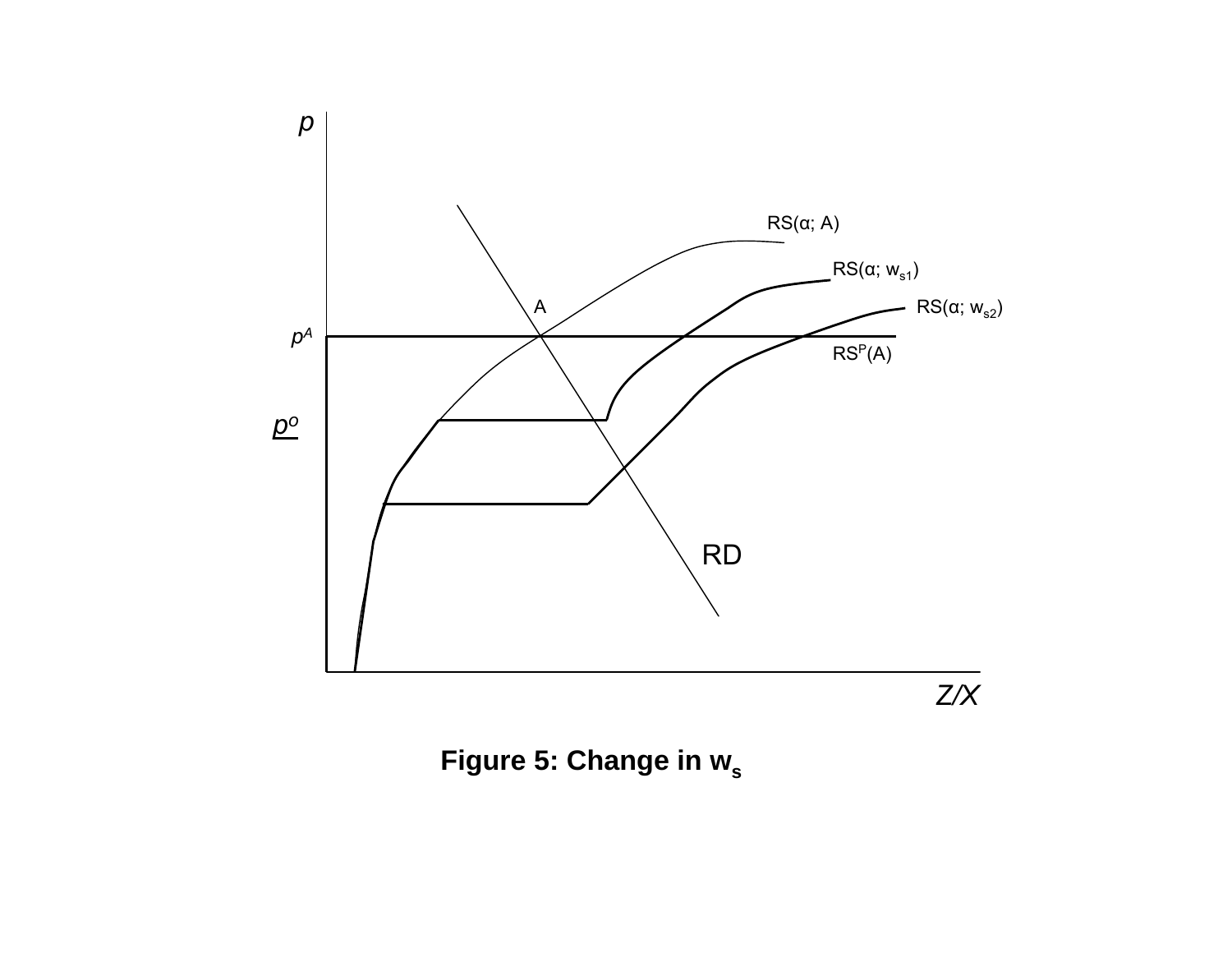p

RS(α; A)

RS(α; $w_{s1}$)

A

RS(α; $w_{s2}$)

$p^A$

$RS^P$(A)

$p^o$

RD

Z/X

**Figure 5: Change in $w_s$**